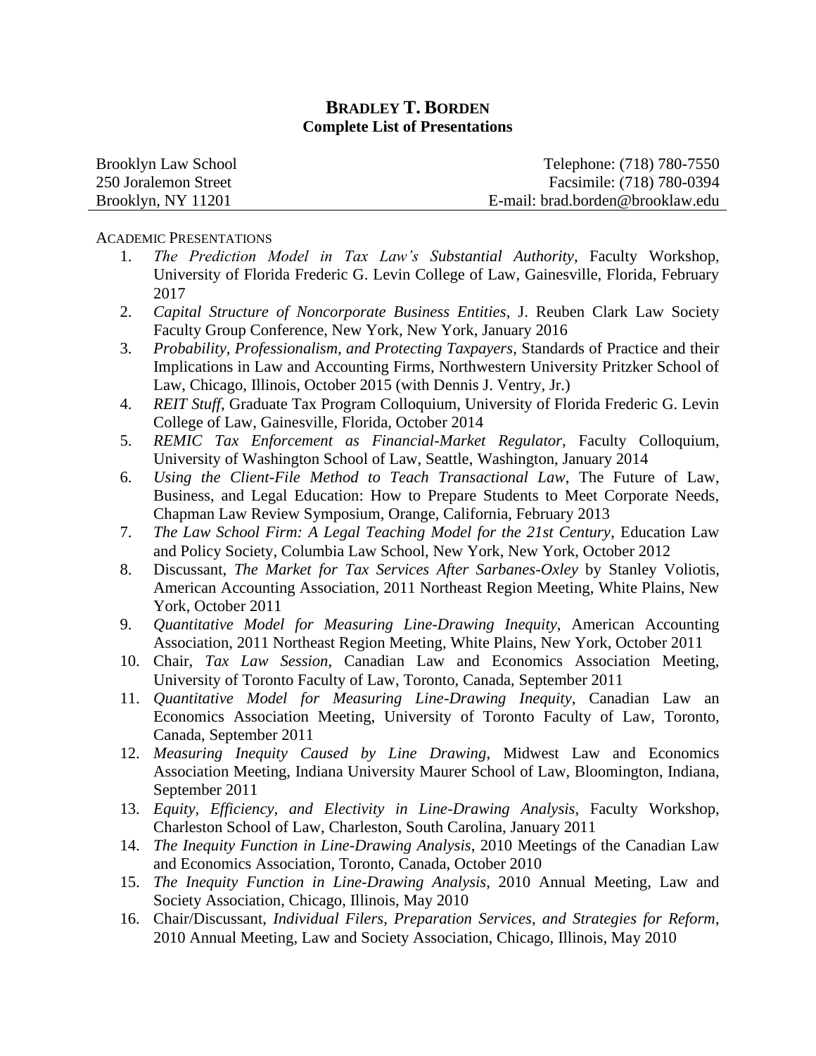# **BRADLEY T. BORDEN**

## **Complete List of Presentations**

Brooklyn Law School
250 Joralemon Street
Brooklyn, NY 11201

Telephone: (718) 780-7550
Facsimile: (718) 780-0394
E-mail: brad.borden@brooklaw.edu

ACADEMIC PRESENTATIONS

1. *The Prediction Model in Tax Law's Substantial Authority*, Faculty Workshop, University of Florida Frederic G. Levin College of Law, Gainesville, Florida, February 2017
2. *Capital Structure of Noncorporate Business Entities*, J. Reuben Clark Law Society Faculty Group Conference, New York, New York, January 2016
3. *Probability, Professionalism, and Protecting Taxpayers*, Standards of Practice and their Implications in Law and Accounting Firms, Northwestern University Pritzker School of Law, Chicago, Illinois, October 2015 (with Dennis J. Ventry, Jr.)
4. *REIT Stuff*, Graduate Tax Program Colloquium, University of Florida Frederic G. Levin College of Law, Gainesville, Florida, October 2014
5. *REMIC Tax Enforcement as Financial-Market Regulator*, Faculty Colloquium, University of Washington School of Law, Seattle, Washington, January 2014
6. *Using the Client-File Method to Teach Transactional Law*, The Future of Law, Business, and Legal Education: How to Prepare Students to Meet Corporate Needs, Chapman Law Review Symposium, Orange, California, February 2013
7. *The Law School Firm: A Legal Teaching Model for the 21st Century*, Education Law and Policy Society, Columbia Law School, New York, New York, October 2012
8. Discussant, *The Market for Tax Services After Sarbanes-Oxley* by Stanley Voliotis, American Accounting Association, 2011 Northeast Region Meeting, White Plains, New York, October 2011
9. *Quantitative Model for Measuring Line-Drawing Inequity*, American Accounting Association, 2011 Northeast Region Meeting, White Plains, New York, October 2011
10. Chair, *Tax Law Session*, Canadian Law and Economics Association Meeting, University of Toronto Faculty of Law, Toronto, Canada, September 2011
11. *Quantitative Model for Measuring Line-Drawing Inequity*, Canadian Law an Economics Association Meeting, University of Toronto Faculty of Law, Toronto, Canada, September 2011
12. *Measuring Inequity Caused by Line Drawing*, Midwest Law and Economics Association Meeting, Indiana University Maurer School of Law, Bloomington, Indiana, September 2011
13. *Equity, Efficiency, and Electivity in Line-Drawing Analysis*, Faculty Workshop, Charleston School of Law, Charleston, South Carolina, January 2011
14. *The Inequity Function in Line-Drawing Analysis*, 2010 Meetings of the Canadian Law and Economics Association, Toronto, Canada, October 2010
15. *The Inequity Function in Line-Drawing Analysis*, 2010 Annual Meeting, Law and Society Association, Chicago, Illinois, May 2010
16. Chair/Discussant, *Individual Filers, Preparation Services, and Strategies for Reform*, 2010 Annual Meeting, Law and Society Association, Chicago, Illinois, May 2010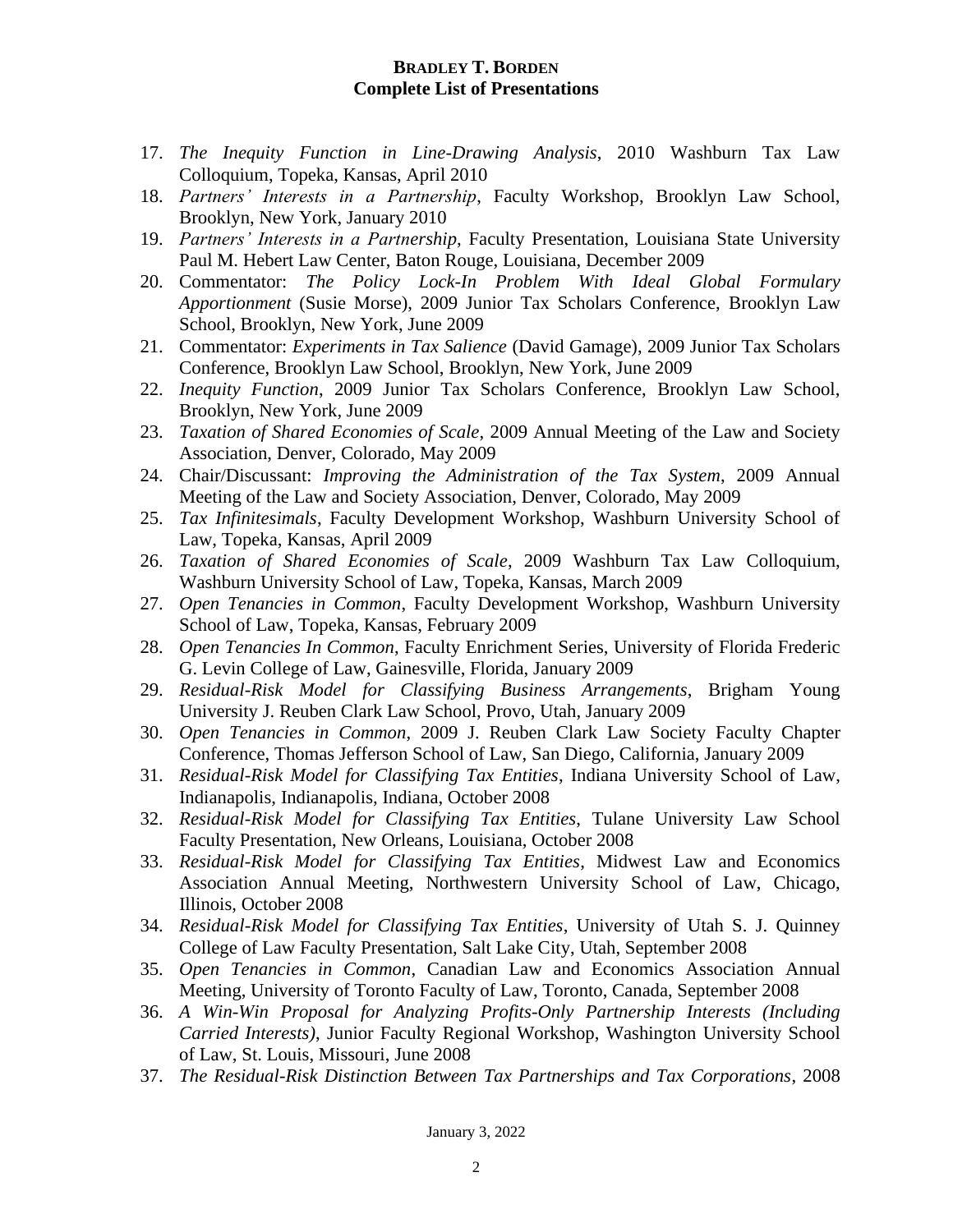17. *The Inequity Function in Line-Drawing Analysis*, 2010 Washburn Tax Law Colloquium, Topeka, Kansas, April 2010
18. *Partners' Interests in a Partnership*, Faculty Workshop, Brooklyn Law School, Brooklyn, New York, January 2010
19. *Partners' Interests in a Partnership*, Faculty Presentation, Louisiana State University Paul M. Hebert Law Center, Baton Rouge, Louisiana, December 2009
20. Commentator: *The Policy Lock-In Problem With Ideal Global Formulary Apportionment* (Susie Morse), 2009 Junior Tax Scholars Conference, Brooklyn Law School, Brooklyn, New York, June 2009
21. Commentator: *Experiments in Tax Salience* (David Gamage), 2009 Junior Tax Scholars Conference, Brooklyn Law School, Brooklyn, New York, June 2009
22. *Inequity Function*, 2009 Junior Tax Scholars Conference, Brooklyn Law School, Brooklyn, New York, June 2009
23. *Taxation of Shared Economies of Scale*, 2009 Annual Meeting of the Law and Society Association, Denver, Colorado, May 2009
24. Chair/Discussant: *Improving the Administration of the Tax System*, 2009 Annual Meeting of the Law and Society Association, Denver, Colorado, May 2009
25. *Tax Infinitesimals*, Faculty Development Workshop, Washburn University School of Law, Topeka, Kansas, April 2009
26. *Taxation of Shared Economies of Scale*, 2009 Washburn Tax Law Colloquium, Washburn University School of Law, Topeka, Kansas, March 2009
27. *Open Tenancies in Common*, Faculty Development Workshop, Washburn University School of Law, Topeka, Kansas, February 2009
28. *Open Tenancies In Common*, Faculty Enrichment Series, University of Florida Frederic G. Levin College of Law, Gainesville, Florida, January 2009
29. *Residual-Risk Model for Classifying Business Arrangements*, Brigham Young University J. Reuben Clark Law School, Provo, Utah, January 2009
30. *Open Tenancies in Common*, 2009 J. Reuben Clark Law Society Faculty Chapter Conference, Thomas Jefferson School of Law, San Diego, California, January 2009
31. *Residual-Risk Model for Classifying Tax Entities*, Indiana University School of Law, Indianapolis, Indianapolis, Indiana, October 2008
32. *Residual-Risk Model for Classifying Tax Entities*, Tulane University Law School Faculty Presentation, New Orleans, Louisiana, October 2008
33. *Residual-Risk Model for Classifying Tax Entities*, Midwest Law and Economics Association Annual Meeting, Northwestern University School of Law, Chicago, Illinois, October 2008
34. *Residual-Risk Model for Classifying Tax Entities*, University of Utah S. J. Quinney College of Law Faculty Presentation, Salt Lake City, Utah, September 2008
35. *Open Tenancies in Common*, Canadian Law and Economics Association Annual Meeting, University of Toronto Faculty of Law, Toronto, Canada, September 2008
36. *A Win-Win Proposal for Analyzing Profits-Only Partnership Interests (Including Carried Interests)*, Junior Faculty Regional Workshop, Washington University School of Law, St. Louis, Missouri, June 2008
37. *The Residual-Risk Distinction Between Tax Partnerships and Tax Corporations*, 2008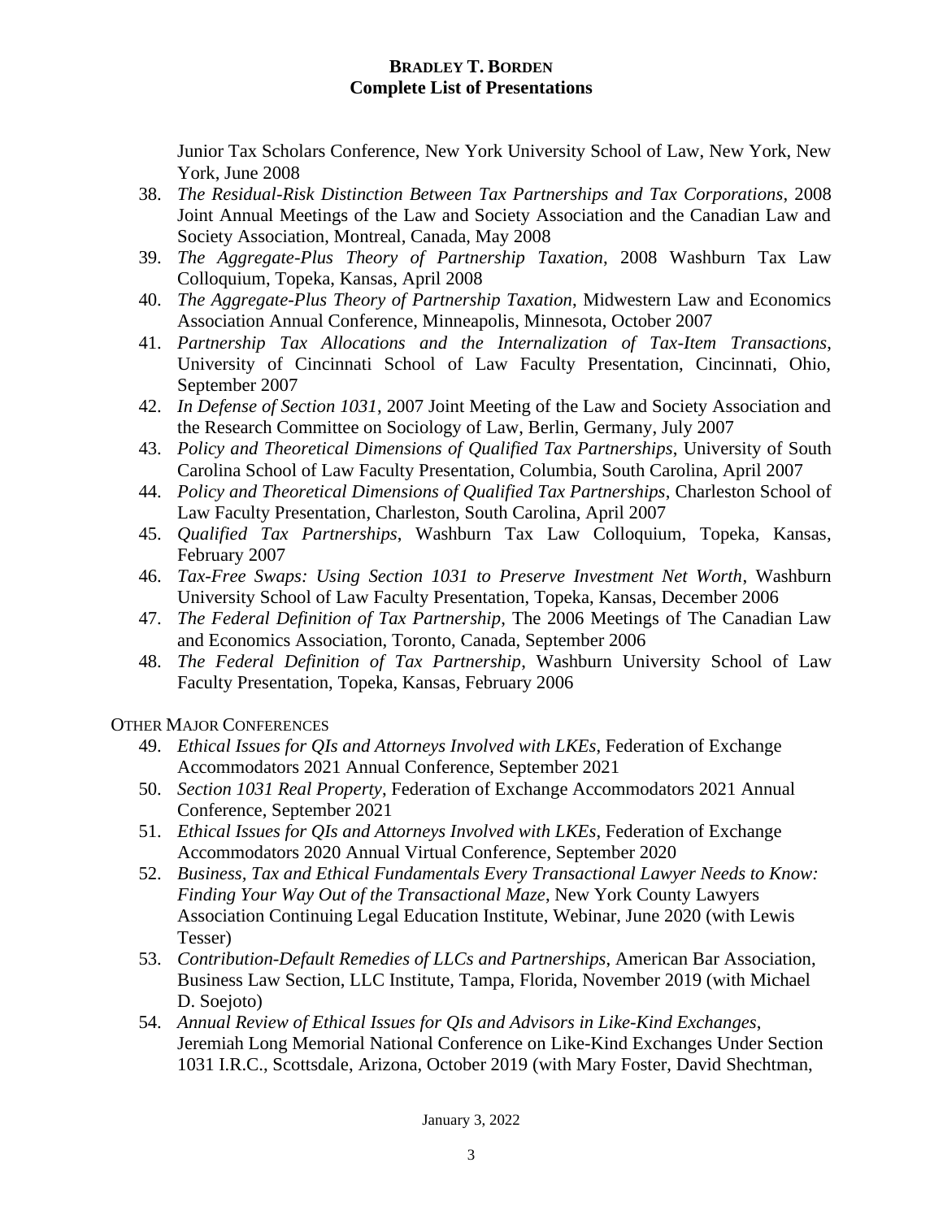Junior Tax Scholars Conference, New York University School of Law, New York, New York, June 2008

38. *The Residual-Risk Distinction Between Tax Partnerships and Tax Corporations*, 2008 Joint Annual Meetings of the Law and Society Association and the Canadian Law and Society Association, Montreal, Canada, May 2008
39. *The Aggregate-Plus Theory of Partnership Taxation*, 2008 Washburn Tax Law Colloquium, Topeka, Kansas, April 2008
40. *The Aggregate-Plus Theory of Partnership Taxation*, Midwestern Law and Economics Association Annual Conference, Minneapolis, Minnesota, October 2007
41. *Partnership Tax Allocations and the Internalization of Tax-Item Transactions*, University of Cincinnati School of Law Faculty Presentation, Cincinnati, Ohio, September 2007
42. *In Defense of Section 1031*, 2007 Joint Meeting of the Law and Society Association and the Research Committee on Sociology of Law, Berlin, Germany, July 2007
43. *Policy and Theoretical Dimensions of Qualified Tax Partnerships*, University of South Carolina School of Law Faculty Presentation, Columbia, South Carolina, April 2007
44. *Policy and Theoretical Dimensions of Qualified Tax Partnerships*, Charleston School of Law Faculty Presentation, Charleston, South Carolina, April 2007
45. *Qualified Tax Partnerships*, Washburn Tax Law Colloquium, Topeka, Kansas, February 2007
46. *Tax-Free Swaps: Using Section 1031 to Preserve Investment Net Worth*, Washburn University School of Law Faculty Presentation, Topeka, Kansas, December 2006
47. *The Federal Definition of Tax Partnership*, The 2006 Meetings of The Canadian Law and Economics Association, Toronto, Canada, September 2006
48. *The Federal Definition of Tax Partnership*, Washburn University School of Law Faculty Presentation, Topeka, Kansas, February 2006

OTHER MAJOR CONFERENCES

49. *Ethical Issues for QIs and Attorneys Involved with LKEs*, Federation of Exchange Accommodators 2021 Annual Conference, September 2021
50. *Section 1031 Real Property*, Federation of Exchange Accommodators 2021 Annual Conference, September 2021
51. *Ethical Issues for QIs and Attorneys Involved with LKEs*, Federation of Exchange Accommodators 2020 Annual Virtual Conference, September 2020
52. *Business, Tax and Ethical Fundamentals Every Transactional Lawyer Needs to Know: Finding Your Way Out of the Transactional Maze*, New York County Lawyers Association Continuing Legal Education Institute, Webinar, June 2020 (with Lewis Tesser)
53. *Contribution-Default Remedies of LLCs and Partnerships*, American Bar Association, Business Law Section, LLC Institute, Tampa, Florida, November 2019 (with Michael D. Soejoto)
54. *Annual Review of Ethical Issues for QIs and Advisors in Like-Kind Exchanges*, Jeremiah Long Memorial National Conference on Like-Kind Exchanges Under Section 1031 I.R.C., Scottsdale, Arizona, October 2019 (with Mary Foster, David Shechtman,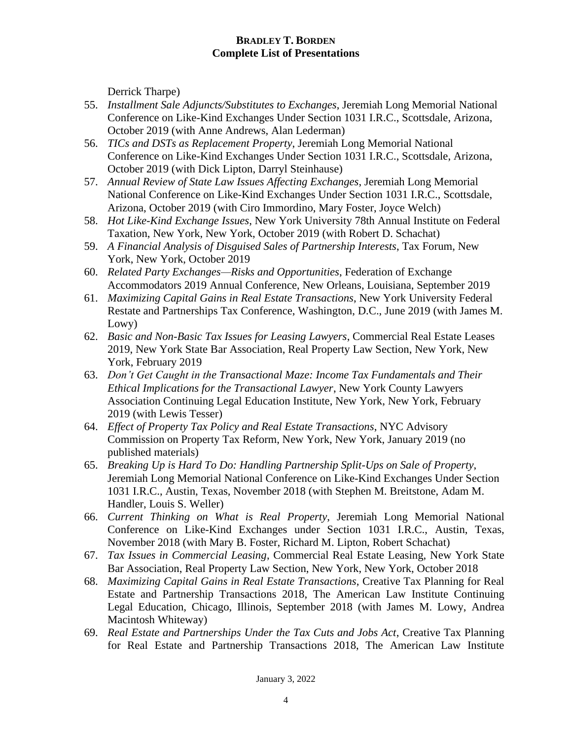Derrick Tharpe)

55. *Installment Sale Adjuncts/Substitutes to Exchanges*, Jeremiah Long Memorial National Conference on Like-Kind Exchanges Under Section 1031 I.R.C., Scottsdale, Arizona, October 2019 (with Anne Andrews, Alan Lederman)
56. *TICs and DSTs as Replacement Property*, Jeremiah Long Memorial National Conference on Like-Kind Exchanges Under Section 1031 I.R.C., Scottsdale, Arizona, October 2019 (with Dick Lipton, Darryl Steinhause)
57. *Annual Review of State Law Issues Affecting Exchanges*, Jeremiah Long Memorial National Conference on Like-Kind Exchanges Under Section 1031 I.R.C., Scottsdale, Arizona, October 2019 (with Ciro Immordino, Mary Foster, Joyce Welch)
58. *Hot Like-Kind Exchange Issues*, New York University 78th Annual Institute on Federal Taxation, New York, New York, October 2019 (with Robert D. Schachat)
59. *A Financial Analysis of Disguised Sales of Partnership Interests*, Tax Forum, New York, New York, October 2019
60. *Related Party Exchanges—Risks and Opportunities*, Federation of Exchange Accommodators 2019 Annual Conference, New Orleans, Louisiana, September 2019
61. *Maximizing Capital Gains in Real Estate Transactions*, New York University Federal Restate and Partnerships Tax Conference, Washington, D.C., June 2019 (with James M. Lowy)
62. *Basic and Non-Basic Tax Issues for Leasing Lawyers*, Commercial Real Estate Leases 2019, New York State Bar Association, Real Property Law Section, New York, New York, February 2019
63. *Don't Get Caught in the Transactional Maze: Income Tax Fundamentals and Their Ethical Implications for the Transactional Lawyer*, New York County Lawyers Association Continuing Legal Education Institute, New York, New York, February 2019 (with Lewis Tesser)
64. *Effect of Property Tax Policy and Real Estate Transactions*, NYC Advisory Commission on Property Tax Reform, New York, New York, January 2019 (no published materials)
65. *Breaking Up is Hard To Do: Handling Partnership Split-Ups on Sale of Property*, Jeremiah Long Memorial National Conference on Like-Kind Exchanges Under Section 1031 I.R.C., Austin, Texas, November 2018 (with Stephen M. Breitstone, Adam M. Handler, Louis S. Weller)
66. *Current Thinking on What is Real Property*, Jeremiah Long Memorial National Conference on Like-Kind Exchanges under Section 1031 I.R.C., Austin, Texas, November 2018 (with Mary B. Foster, Richard M. Lipton, Robert Schachat)
67. *Tax Issues in Commercial Leasing*, Commercial Real Estate Leasing, New York State Bar Association, Real Property Law Section, New York, New York, October 2018
68. *Maximizing Capital Gains in Real Estate Transactions*, Creative Tax Planning for Real Estate and Partnership Transactions 2018, The American Law Institute Continuing Legal Education, Chicago, Illinois, September 2018 (with James M. Lowy, Andrea Macintosh Whiteway)
69. *Real Estate and Partnerships Under the Tax Cuts and Jobs Act*, Creative Tax Planning for Real Estate and Partnership Transactions 2018, The American Law Institute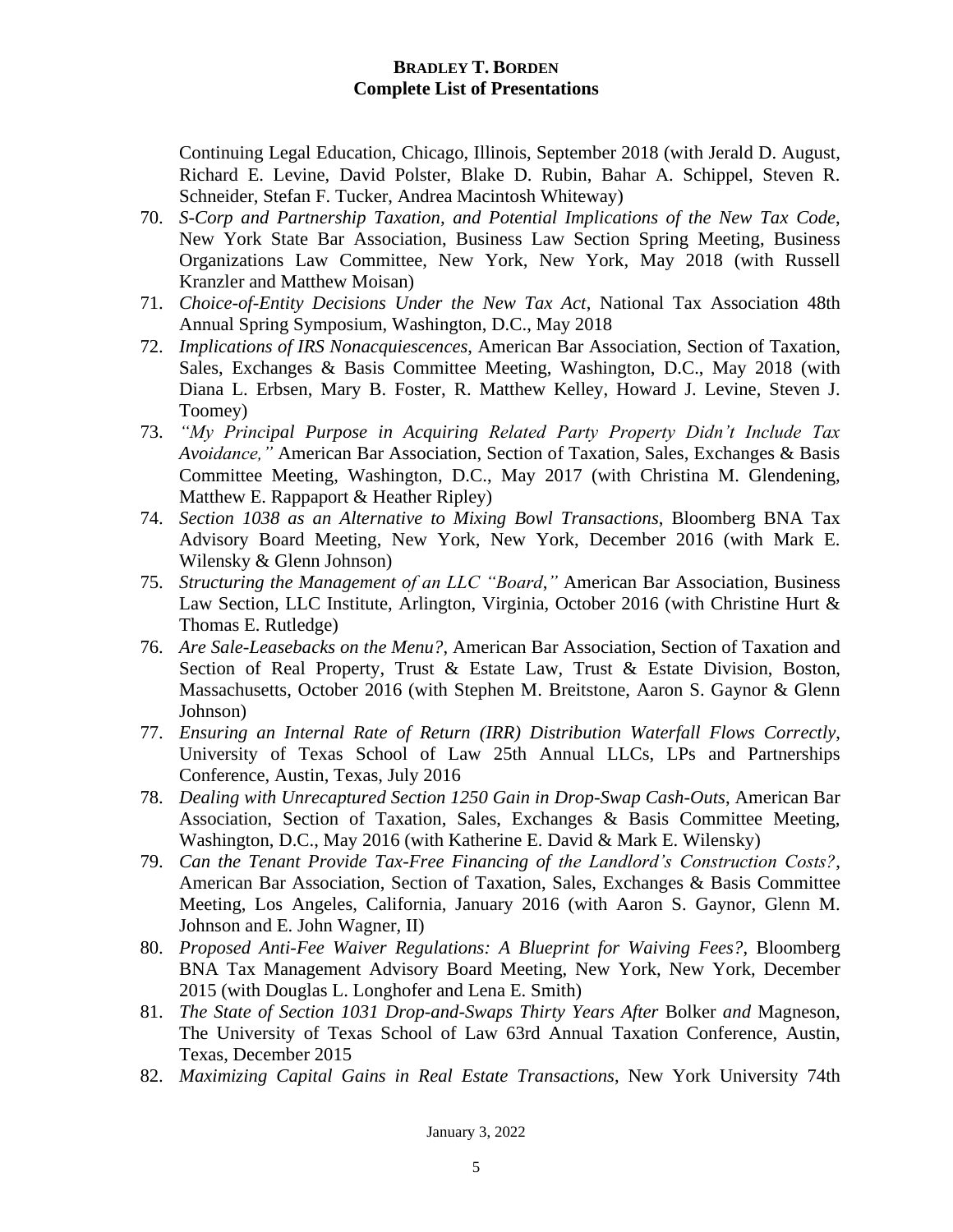Continuing Legal Education, Chicago, Illinois, September 2018 (with Jerald D. August, Richard E. Levine, David Polster, Blake D. Rubin, Bahar A. Schippel, Steven R. Schneider, Stefan F. Tucker, Andrea Macintosh Whiteway)

70. *S-Corp and Partnership Taxation, and Potential Implications of the New Tax Code*, New York State Bar Association, Business Law Section Spring Meeting, Business Organizations Law Committee, New York, New York, May 2018 (with Russell Kranzler and Matthew Moisan)
71. *Choice-of-Entity Decisions Under the New Tax Act*, National Tax Association 48th Annual Spring Symposium, Washington, D.C., May 2018
72. *Implications of IRS Nonacquiescences*, American Bar Association, Section of Taxation, Sales, Exchanges & Basis Committee Meeting, Washington, D.C., May 2018 (with Diana L. Erbsen, Mary B. Foster, R. Matthew Kelley, Howard J. Levine, Steven J. Toomey)
73. *"My Principal Purpose in Acquiring Related Party Property Didn't Include Tax Avoidance,"* American Bar Association, Section of Taxation, Sales, Exchanges & Basis Committee Meeting, Washington, D.C., May 2017 (with Christina M. Glendening, Matthew E. Rappaport & Heather Ripley)
74. *Section 1038 as an Alternative to Mixing Bowl Transactions*, Bloomberg BNA Tax Advisory Board Meeting, New York, New York, December 2016 (with Mark E. Wilensky & Glenn Johnson)
75. *Structuring the Management of an LLC "Board*,*"* American Bar Association, Business Law Section, LLC Institute, Arlington, Virginia, October 2016 (with Christine Hurt & Thomas E. Rutledge)
76. *Are Sale-Leasebacks on the Menu?*, American Bar Association, Section of Taxation and Section of Real Property, Trust & Estate Law, Trust & Estate Division, Boston, Massachusetts, October 2016 (with Stephen M. Breitstone, Aaron S. Gaynor & Glenn Johnson)
77. *Ensuring an Internal Rate of Return (IRR) Distribution Waterfall Flows Correctly*, University of Texas School of Law 25th Annual LLCs, LPs and Partnerships Conference, Austin, Texas, July 2016
78. *Dealing with Unrecaptured Section 1250 Gain in Drop-Swap Cash-Outs*, American Bar Association, Section of Taxation, Sales, Exchanges & Basis Committee Meeting, Washington, D.C., May 2016 (with Katherine E. David & Mark E. Wilensky)
79. *Can the Tenant Provide Tax-Free Financing of the Landlord's Construction Costs?*, American Bar Association, Section of Taxation, Sales, Exchanges & Basis Committee Meeting, Los Angeles, California, January 2016 (with Aaron S. Gaynor, Glenn M. Johnson and E. John Wagner, II)
80. *Proposed Anti-Fee Waiver Regulations: A Blueprint for Waiving Fees?*, Bloomberg BNA Tax Management Advisory Board Meeting, New York, New York, December 2015 (with Douglas L. Longhofer and Lena E. Smith)
81. *The State of Section 1031 Drop-and-Swaps Thirty Years After* Bolker *and* Magneson, The University of Texas School of Law 63rd Annual Taxation Conference, Austin, Texas, December 2015
82. *Maximizing Capital Gains in Real Estate Transactions*, New York University 74th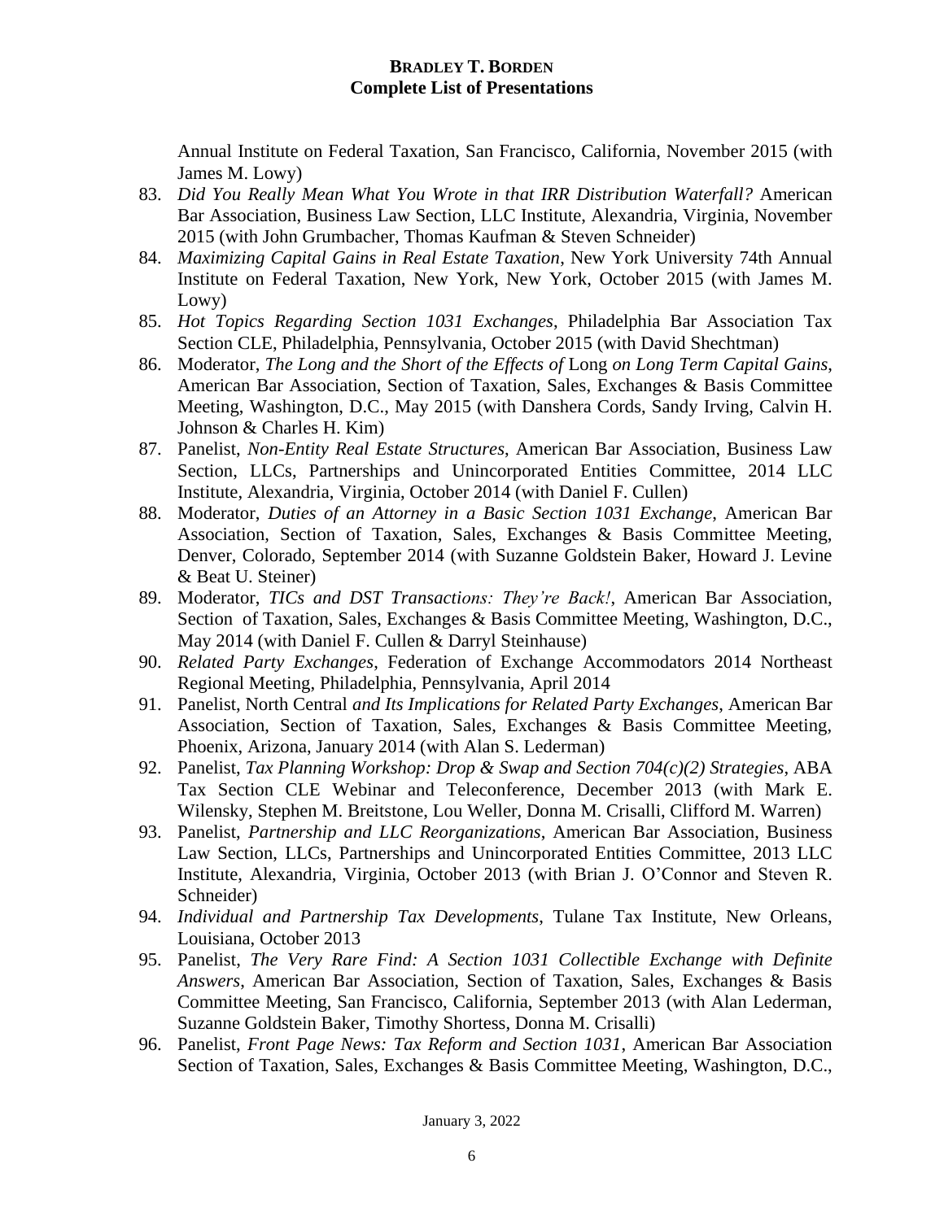Annual Institute on Federal Taxation, San Francisco, California, November 2015 (with James M. Lowy)

83. *Did You Really Mean What You Wrote in that IRR Distribution Waterfall?* American Bar Association, Business Law Section, LLC Institute, Alexandria, Virginia, November 2015 (with John Grumbacher, Thomas Kaufman & Steven Schneider)
84. *Maximizing Capital Gains in Real Estate Taxation*, New York University 74th Annual Institute on Federal Taxation, New York, New York, October 2015 (with James M. Lowy)
85. *Hot Topics Regarding Section 1031 Exchanges*, Philadelphia Bar Association Tax Section CLE, Philadelphia, Pennsylvania, October 2015 (with David Shechtman)
86. Moderator, *The Long and the Short of the Effects of* Long *on Long Term Capital Gains*, American Bar Association, Section of Taxation, Sales, Exchanges & Basis Committee Meeting, Washington, D.C., May 2015 (with Danshera Cords, Sandy Irving, Calvin H. Johnson & Charles H. Kim)
87. Panelist, *Non-Entity Real Estate Structures*, American Bar Association, Business Law Section, LLCs, Partnerships and Unincorporated Entities Committee, 2014 LLC Institute, Alexandria, Virginia, October 2014 (with Daniel F. Cullen)
88. Moderator, *Duties of an Attorney in a Basic Section 1031 Exchange*, American Bar Association, Section of Taxation, Sales, Exchanges & Basis Committee Meeting, Denver, Colorado, September 2014 (with Suzanne Goldstein Baker, Howard J. Levine & Beat U. Steiner)
89. Moderator, *TICs and DST Transactions: They're Back!*, American Bar Association, Section of Taxation, Sales, Exchanges & Basis Committee Meeting, Washington, D.C., May 2014 (with Daniel F. Cullen & Darryl Steinhause)
90. *Related Party Exchanges*, Federation of Exchange Accommodators 2014 Northeast Regional Meeting, Philadelphia, Pennsylvania, April 2014
91. Panelist, North Central *and Its Implications for Related Party Exchanges*, American Bar Association, Section of Taxation, Sales, Exchanges & Basis Committee Meeting, Phoenix, Arizona, January 2014 (with Alan S. Lederman)
92. Panelist, *Tax Planning Workshop: Drop & Swap and Section 704(c)(2) Strategies*, ABA Tax Section CLE Webinar and Teleconference, December 2013 (with Mark E. Wilensky, Stephen M. Breitstone, Lou Weller, Donna M. Crisalli, Clifford M. Warren)
93. Panelist, *Partnership and LLC Reorganizations*, American Bar Association, Business Law Section, LLCs, Partnerships and Unincorporated Entities Committee, 2013 LLC Institute, Alexandria, Virginia, October 2013 (with Brian J. O'Connor and Steven R. Schneider)
94. *Individual and Partnership Tax Developments*, Tulane Tax Institute, New Orleans, Louisiana, October 2013
95. Panelist, *The Very Rare Find: A Section 1031 Collectible Exchange with Definite Answers*, American Bar Association, Section of Taxation, Sales, Exchanges & Basis Committee Meeting, San Francisco, California, September 2013 (with Alan Lederman, Suzanne Goldstein Baker, Timothy Shortess, Donna M. Crisalli)
96. Panelist, *Front Page News: Tax Reform and Section 1031*, American Bar Association Section of Taxation, Sales, Exchanges & Basis Committee Meeting, Washington, D.C.,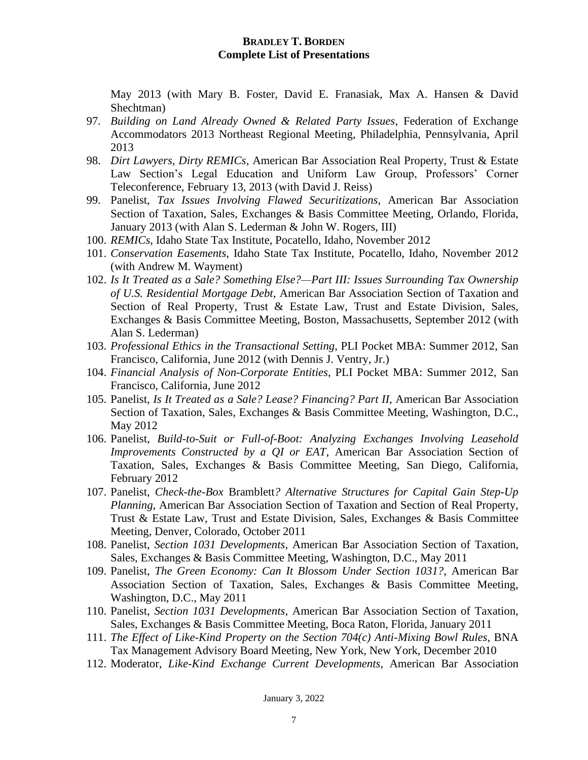May 2013 (with Mary B. Foster, David E. Franasiak, Max A. Hansen & David Shechtman)

97. *Building on Land Already Owned & Related Party Issues*, Federation of Exchange Accommodators 2013 Northeast Regional Meeting, Philadelphia, Pennsylvania, April 2013
98. *Dirt Lawyers, Dirty REMICs*, American Bar Association Real Property, Trust & Estate Law Section's Legal Education and Uniform Law Group, Professors' Corner Teleconference, February 13, 2013 (with David J. Reiss)
99. Panelist, *Tax Issues Involving Flawed Securitizations*, American Bar Association Section of Taxation, Sales, Exchanges & Basis Committee Meeting, Orlando, Florida, January 2013 (with Alan S. Lederman & John W. Rogers, III)
100. *REMICs*, Idaho State Tax Institute, Pocatello, Idaho, November 2012
101. *Conservation Easements*, Idaho State Tax Institute, Pocatello, Idaho, November 2012 (with Andrew M. Wayment)
102. *Is It Treated as a Sale? Something Else?—Part III: Issues Surrounding Tax Ownership of U.S. Residential Mortgage Debt*, American Bar Association Section of Taxation and Section of Real Property, Trust & Estate Law, Trust and Estate Division, Sales, Exchanges & Basis Committee Meeting, Boston, Massachusetts, September 2012 (with Alan S. Lederman)
103. *Professional Ethics in the Transactional Setting*, PLI Pocket MBA: Summer 2012, San Francisco, California, June 2012 (with Dennis J. Ventry, Jr.)
104. *Financial Analysis of Non-Corporate Entities*, PLI Pocket MBA: Summer 2012, San Francisco, California, June 2012
105. Panelist, *Is It Treated as a Sale? Lease? Financing? Part II*, American Bar Association Section of Taxation, Sales, Exchanges & Basis Committee Meeting, Washington, D.C., May 2012
106. Panelist, *Build-to-Suit or Full-of-Boot: Analyzing Exchanges Involving Leasehold Improvements Constructed by a QI or EAT*, American Bar Association Section of Taxation, Sales, Exchanges & Basis Committee Meeting, San Diego, California, February 2012
107. Panelist, *Check-the-Box* Bramblett*? Alternative Structures for Capital Gain Step-Up Planning*, American Bar Association Section of Taxation and Section of Real Property, Trust & Estate Law, Trust and Estate Division, Sales, Exchanges & Basis Committee Meeting, Denver, Colorado, October 2011
108. Panelist, *Section 1031 Developments*, American Bar Association Section of Taxation, Sales, Exchanges & Basis Committee Meeting, Washington, D.C., May 2011
109. Panelist, *The Green Economy: Can It Blossom Under Section 1031?*, American Bar Association Section of Taxation, Sales, Exchanges & Basis Committee Meeting, Washington, D.C., May 2011
110. Panelist, *Section 1031 Developments*, American Bar Association Section of Taxation, Sales, Exchanges & Basis Committee Meeting, Boca Raton, Florida, January 2011
111. *The Effect of Like-Kind Property on the Section 704(c) Anti-Mixing Bowl Rules*, BNA Tax Management Advisory Board Meeting, New York, New York, December 2010
112. Moderator, *Like-Kind Exchange Current Developments*, American Bar Association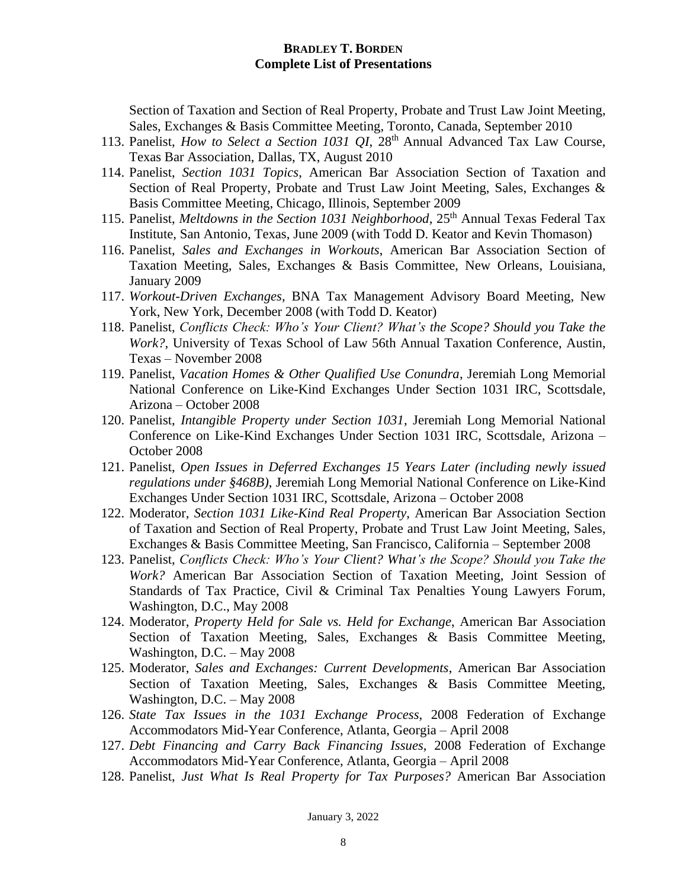Section of Taxation and Section of Real Property, Probate and Trust Law Joint Meeting, Sales, Exchanges & Basis Committee Meeting, Toronto, Canada, September 2010

113. Panelist, *How to Select a Section 1031 QI*, 28th Annual Advanced Tax Law Course, Texas Bar Association, Dallas, TX, August 2010
114. Panelist, *Section 1031 Topics*, American Bar Association Section of Taxation and Section of Real Property, Probate and Trust Law Joint Meeting, Sales, Exchanges & Basis Committee Meeting, Chicago, Illinois, September 2009
115. Panelist, *Meltdowns in the Section 1031 Neighborhood*, 25th Annual Texas Federal Tax Institute, San Antonio, Texas, June 2009 (with Todd D. Keator and Kevin Thomason)
116. Panelist, *Sales and Exchanges in Workouts*, American Bar Association Section of Taxation Meeting, Sales, Exchanges & Basis Committee, New Orleans, Louisiana, January 2009
117. *Workout-Driven Exchanges*, BNA Tax Management Advisory Board Meeting, New York, New York, December 2008 (with Todd D. Keator)
118. Panelist, *Conflicts Check: Who's Your Client? What's the Scope? Should you Take the Work?*, University of Texas School of Law 56th Annual Taxation Conference, Austin, Texas – November 2008
119. Panelist, *Vacation Homes & Other Qualified Use Conundra*, Jeremiah Long Memorial National Conference on Like-Kind Exchanges Under Section 1031 IRC, Scottsdale, Arizona – October 2008
120. Panelist, *Intangible Property under Section 1031*, Jeremiah Long Memorial National Conference on Like-Kind Exchanges Under Section 1031 IRC, Scottsdale, Arizona – October 2008
121. Panelist, *Open Issues in Deferred Exchanges 15 Years Later (including newly issued regulations under §468B)*, Jeremiah Long Memorial National Conference on Like-Kind Exchanges Under Section 1031 IRC, Scottsdale, Arizona – October 2008
122. Moderator, *Section 1031 Like-Kind Real Property*, American Bar Association Section of Taxation and Section of Real Property, Probate and Trust Law Joint Meeting, Sales, Exchanges & Basis Committee Meeting, San Francisco, California – September 2008
123. Panelist, *Conflicts Check: Who's Your Client? What's the Scope? Should you Take the Work?* American Bar Association Section of Taxation Meeting, Joint Session of Standards of Tax Practice, Civil & Criminal Tax Penalties Young Lawyers Forum, Washington, D.C., May 2008
124. Moderator, *Property Held for Sale vs. Held for Exchange*, American Bar Association Section of Taxation Meeting, Sales, Exchanges & Basis Committee Meeting, Washington, D.C. – May 2008
125. Moderator, *Sales and Exchanges: Current Developments*, American Bar Association Section of Taxation Meeting, Sales, Exchanges & Basis Committee Meeting, Washington, D.C. – May 2008
126. *State Tax Issues in the 1031 Exchange Process*, 2008 Federation of Exchange Accommodators Mid-Year Conference, Atlanta, Georgia – April 2008
127. *Debt Financing and Carry Back Financing Issues*, 2008 Federation of Exchange Accommodators Mid-Year Conference, Atlanta, Georgia – April 2008
128. Panelist, *Just What Is Real Property for Tax Purposes?* American Bar Association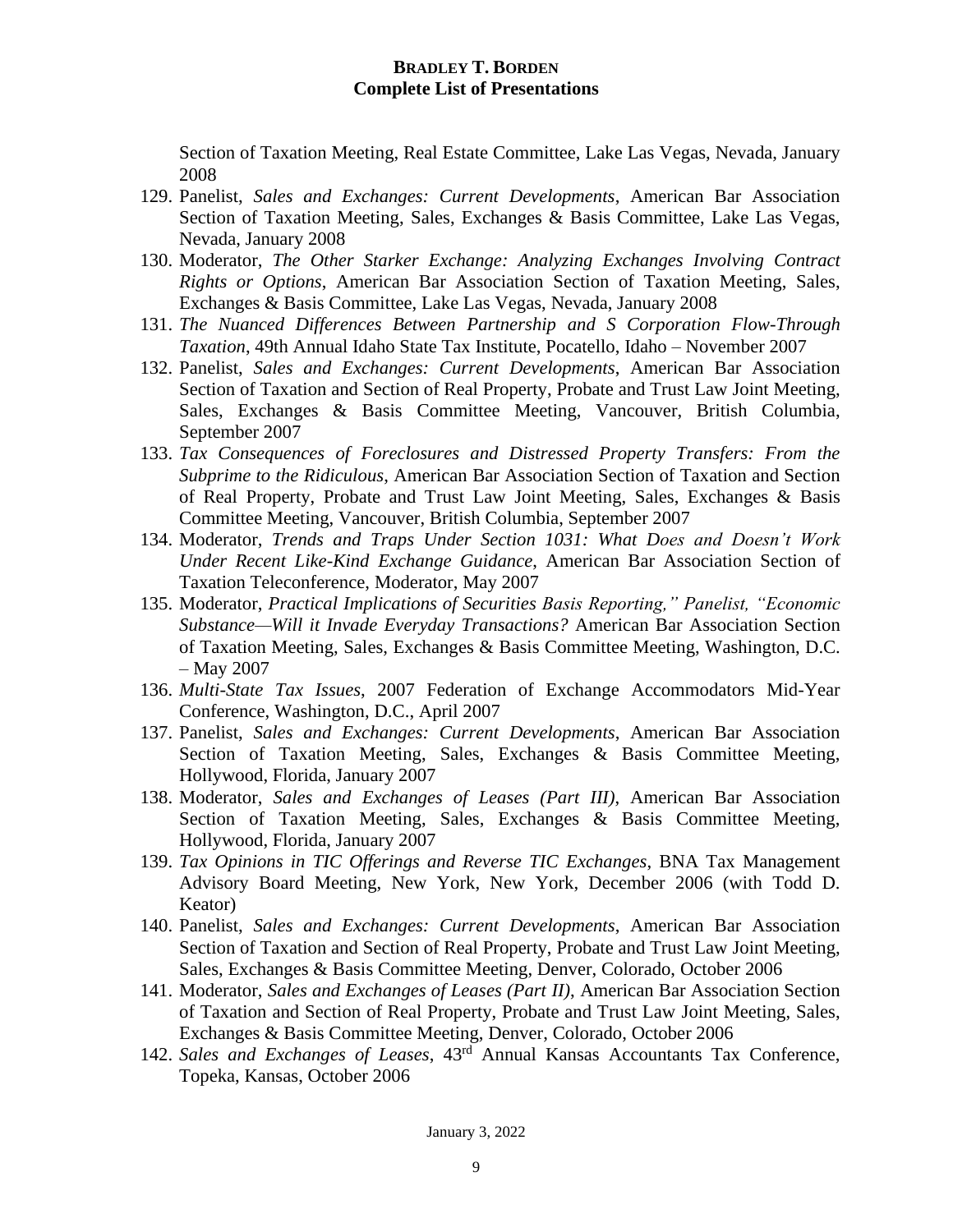Section of Taxation Meeting, Real Estate Committee, Lake Las Vegas, Nevada, January 2008

129. Panelist, *Sales and Exchanges: Current Developments*, American Bar Association Section of Taxation Meeting, Sales, Exchanges & Basis Committee, Lake Las Vegas, Nevada, January 2008
130. Moderator, *The Other Starker Exchange: Analyzing Exchanges Involving Contract Rights or Options*, American Bar Association Section of Taxation Meeting, Sales, Exchanges & Basis Committee, Lake Las Vegas, Nevada, January 2008
131. *The Nuanced Differences Between Partnership and S Corporation Flow-Through Taxation*, 49th Annual Idaho State Tax Institute, Pocatello, Idaho – November 2007
132. Panelist, *Sales and Exchanges: Current Developments*, American Bar Association Section of Taxation and Section of Real Property, Probate and Trust Law Joint Meeting, Sales, Exchanges & Basis Committee Meeting, Vancouver, British Columbia, September 2007
133. *Tax Consequences of Foreclosures and Distressed Property Transfers: From the Subprime to the Ridiculous*, American Bar Association Section of Taxation and Section of Real Property, Probate and Trust Law Joint Meeting, Sales, Exchanges & Basis Committee Meeting, Vancouver, British Columbia, September 2007
134. Moderator, *Trends and Traps Under Section 1031: What Does and Doesn't Work Under Recent Like-Kind Exchange Guidance*, American Bar Association Section of Taxation Teleconference, Moderator, May 2007
135. Moderator, *Practical Implications of Securities Basis Reporting," Panelist, "Economic Substance—Will it Invade Everyday Transactions?* American Bar Association Section of Taxation Meeting, Sales, Exchanges & Basis Committee Meeting, Washington, D.C. – May 2007
136. *Multi-State Tax Issues*, 2007 Federation of Exchange Accommodators Mid-Year Conference, Washington, D.C., April 2007
137. Panelist, *Sales and Exchanges: Current Developments*, American Bar Association Section of Taxation Meeting, Sales, Exchanges & Basis Committee Meeting, Hollywood, Florida, January 2007
138. Moderator, *Sales and Exchanges of Leases (Part III)*, American Bar Association Section of Taxation Meeting, Sales, Exchanges & Basis Committee Meeting, Hollywood, Florida, January 2007
139. *Tax Opinions in TIC Offerings and Reverse TIC Exchanges*, BNA Tax Management Advisory Board Meeting, New York, New York, December 2006 (with Todd D. Keator)
140. Panelist, *Sales and Exchanges: Current Developments*, American Bar Association Section of Taxation and Section of Real Property, Probate and Trust Law Joint Meeting, Sales, Exchanges & Basis Committee Meeting, Denver, Colorado, October 2006
141. Moderator, *Sales and Exchanges of Leases (Part II)*, American Bar Association Section of Taxation and Section of Real Property, Probate and Trust Law Joint Meeting, Sales, Exchanges & Basis Committee Meeting, Denver, Colorado, October 2006
142. *Sales and Exchanges of Leases*, 43rd Annual Kansas Accountants Tax Conference, Topeka, Kansas, October 2006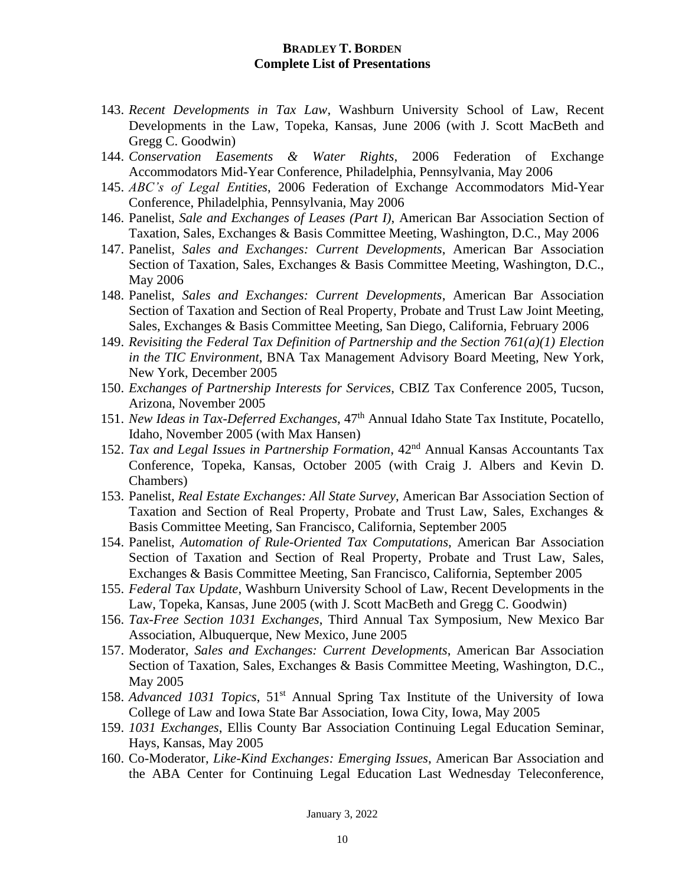143. *Recent Developments in Tax Law*, Washburn University School of Law, Recent Developments in the Law, Topeka, Kansas, June 2006 (with J. Scott MacBeth and Gregg C. Goodwin)
144. *Conservation Easements & Water Rights*, 2006 Federation of Exchange Accommodators Mid-Year Conference, Philadelphia, Pennsylvania, May 2006
145. *ABC's of Legal Entities*, 2006 Federation of Exchange Accommodators Mid-Year Conference, Philadelphia, Pennsylvania, May 2006
146. Panelist, *Sale and Exchanges of Leases (Part I)*, American Bar Association Section of Taxation, Sales, Exchanges & Basis Committee Meeting, Washington, D.C., May 2006
147. Panelist, *Sales and Exchanges: Current Developments*, American Bar Association Section of Taxation, Sales, Exchanges & Basis Committee Meeting, Washington, D.C., May 2006
148. Panelist, *Sales and Exchanges: Current Developments*, American Bar Association Section of Taxation and Section of Real Property, Probate and Trust Law Joint Meeting, Sales, Exchanges & Basis Committee Meeting, San Diego, California, February 2006
149. *Revisiting the Federal Tax Definition of Partnership and the Section 761(a)(1) Election in the TIC Environment*, BNA Tax Management Advisory Board Meeting, New York, New York, December 2005
150. *Exchanges of Partnership Interests for Services*, CBIZ Tax Conference 2005, Tucson, Arizona, November 2005
151. *New Ideas in Tax-Deferred Exchanges*, 47th Annual Idaho State Tax Institute, Pocatello, Idaho, November 2005 (with Max Hansen)
152. *Tax and Legal Issues in Partnership Formation*, 42nd Annual Kansas Accountants Tax Conference, Topeka, Kansas, October 2005 (with Craig J. Albers and Kevin D. Chambers)
153. Panelist, *Real Estate Exchanges: All State Survey*, American Bar Association Section of Taxation and Section of Real Property, Probate and Trust Law, Sales, Exchanges & Basis Committee Meeting, San Francisco, California, September 2005
154. Panelist, *Automation of Rule-Oriented Tax Computations*, American Bar Association Section of Taxation and Section of Real Property, Probate and Trust Law, Sales, Exchanges & Basis Committee Meeting, San Francisco, California, September 2005
155. *Federal Tax Update*, Washburn University School of Law, Recent Developments in the Law, Topeka, Kansas, June 2005 (with J. Scott MacBeth and Gregg C. Goodwin)
156. *Tax-Free Section 1031 Exchanges*, Third Annual Tax Symposium, New Mexico Bar Association, Albuquerque, New Mexico, June 2005
157. Moderator, *Sales and Exchanges: Current Developments*, American Bar Association Section of Taxation, Sales, Exchanges & Basis Committee Meeting, Washington, D.C., May 2005
158. *Advanced 1031 Topics*, 51st Annual Spring Tax Institute of the University of Iowa College of Law and Iowa State Bar Association, Iowa City, Iowa, May 2005
159. *1031 Exchanges*, Ellis County Bar Association Continuing Legal Education Seminar, Hays, Kansas, May 2005
160. Co-Moderator, *Like-Kind Exchanges: Emerging Issues*, American Bar Association and the ABA Center for Continuing Legal Education Last Wednesday Teleconference,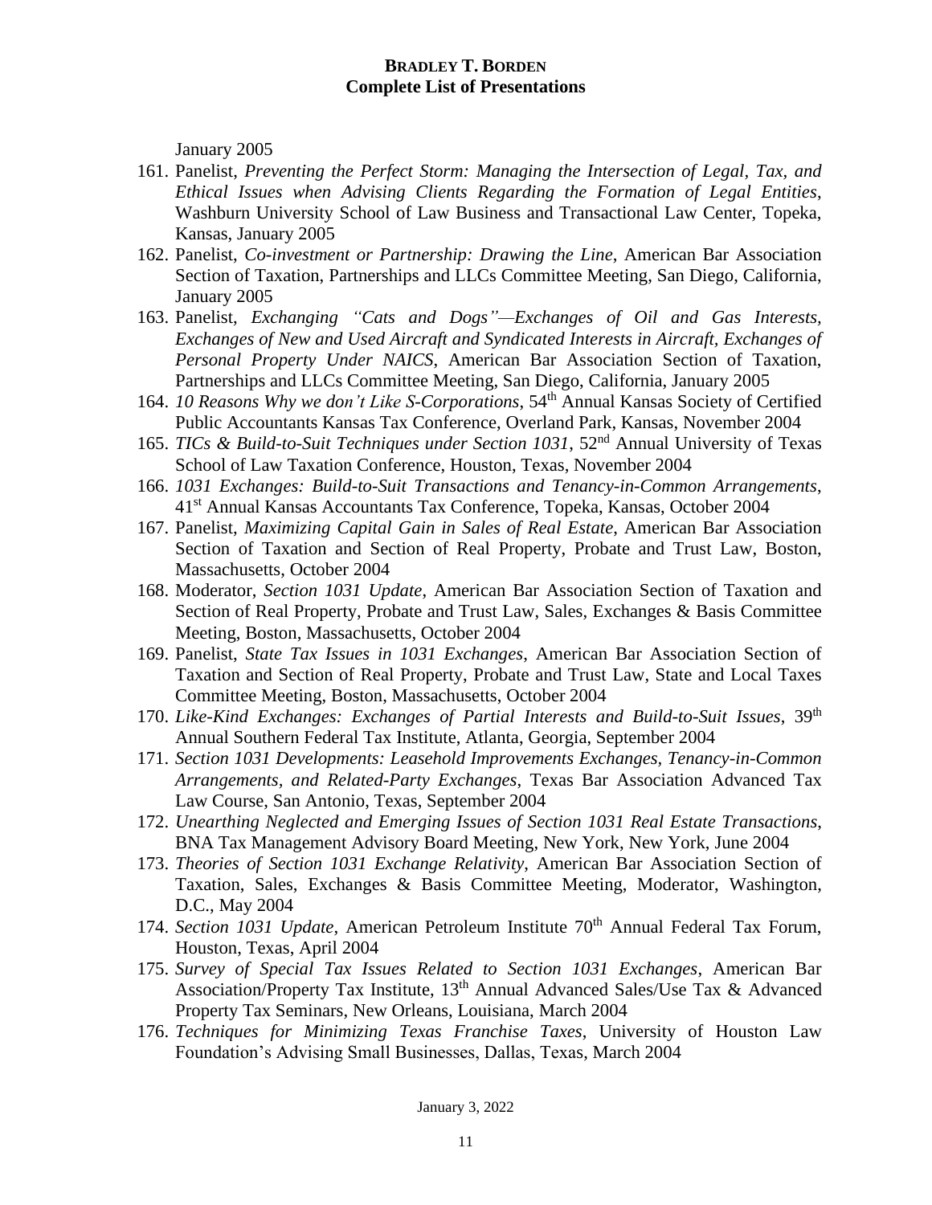January 2005

161. Panelist, *Preventing the Perfect Storm: Managing the Intersection of Legal, Tax, and Ethical Issues when Advising Clients Regarding the Formation of Legal Entities*, Washburn University School of Law Business and Transactional Law Center, Topeka, Kansas, January 2005
162. Panelist, *Co-investment or Partnership: Drawing the Line*, American Bar Association Section of Taxation, Partnerships and LLCs Committee Meeting, San Diego, California, January 2005
163. Panelist, *Exchanging "Cats and Dogs"—Exchanges of Oil and Gas Interests, Exchanges of New and Used Aircraft and Syndicated Interests in Aircraft, Exchanges of Personal Property Under NAICS*, American Bar Association Section of Taxation, Partnerships and LLCs Committee Meeting, San Diego, California, January 2005
164. *10 Reasons Why we don't Like S-Corporations*, 54th Annual Kansas Society of Certified Public Accountants Kansas Tax Conference, Overland Park, Kansas, November 2004
165. *TICs & Build-to-Suit Techniques under Section 1031*, 52nd Annual University of Texas School of Law Taxation Conference, Houston, Texas, November 2004
166. *1031 Exchanges: Build-to-Suit Transactions and Tenancy-in-Common Arrangements*, 41st Annual Kansas Accountants Tax Conference, Topeka, Kansas, October 2004
167. Panelist, *Maximizing Capital Gain in Sales of Real Estate*, American Bar Association Section of Taxation and Section of Real Property, Probate and Trust Law, Boston, Massachusetts, October 2004
168. Moderator, *Section 1031 Update*, American Bar Association Section of Taxation and Section of Real Property, Probate and Trust Law, Sales, Exchanges & Basis Committee Meeting, Boston, Massachusetts, October 2004
169. Panelist, *State Tax Issues in 1031 Exchanges*, American Bar Association Section of Taxation and Section of Real Property, Probate and Trust Law, State and Local Taxes Committee Meeting, Boston, Massachusetts, October 2004
170. *Like-Kind Exchanges: Exchanges of Partial Interests and Build-to-Suit Issues*, 39th Annual Southern Federal Tax Institute, Atlanta, Georgia, September 2004
171. *Section 1031 Developments: Leasehold Improvements Exchanges, Tenancy-in-Common Arrangements, and Related-Party Exchanges*, Texas Bar Association Advanced Tax Law Course, San Antonio, Texas, September 2004
172. *Unearthing Neglected and Emerging Issues of Section 1031 Real Estate Transactions*, BNA Tax Management Advisory Board Meeting, New York, New York, June 2004
173. *Theories of Section 1031 Exchange Relativity*, American Bar Association Section of Taxation, Sales, Exchanges & Basis Committee Meeting, Moderator, Washington, D.C., May 2004
174. *Section 1031 Update*, American Petroleum Institute 70th Annual Federal Tax Forum, Houston, Texas, April 2004
175. *Survey of Special Tax Issues Related to Section 1031 Exchanges*, American Bar Association/Property Tax Institute, 13th Annual Advanced Sales/Use Tax & Advanced Property Tax Seminars, New Orleans, Louisiana, March 2004
176. *Techniques for Minimizing Texas Franchise Taxes*, University of Houston Law Foundation's Advising Small Businesses, Dallas, Texas, March 2004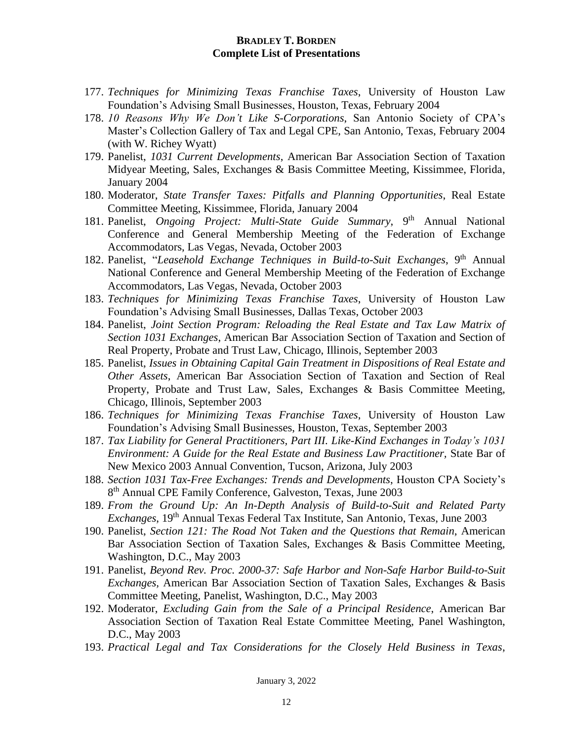177. *Techniques for Minimizing Texas Franchise Taxes*, University of Houston Law Foundation's Advising Small Businesses, Houston, Texas, February 2004
178. *10 Reasons Why We Don't Like S-Corporations*, San Antonio Society of CPA's Master's Collection Gallery of Tax and Legal CPE, San Antonio, Texas, February 2004 (with W. Richey Wyatt)
179. Panelist, *1031 Current Developments*, American Bar Association Section of Taxation Midyear Meeting, Sales, Exchanges & Basis Committee Meeting, Kissimmee, Florida, January 2004
180. Moderator, *State Transfer Taxes: Pitfalls and Planning Opportunities*, Real Estate Committee Meeting, Kissimmee, Florida, January 2004
181. Panelist, *Ongoing Project: Multi-State Guide Summary*, 9th Annual National Conference and General Membership Meeting of the Federation of Exchange Accommodators, Las Vegas, Nevada, October 2003
182. Panelist, "*Leasehold Exchange Techniques in Build-to-Suit Exchanges*, 9th Annual National Conference and General Membership Meeting of the Federation of Exchange Accommodators, Las Vegas, Nevada, October 2003
183. *Techniques for Minimizing Texas Franchise Taxes*, University of Houston Law Foundation's Advising Small Businesses, Dallas Texas, October 2003
184. Panelist, *Joint Section Program: Reloading the Real Estate and Tax Law Matrix of Section 1031 Exchanges*, American Bar Association Section of Taxation and Section of Real Property, Probate and Trust Law, Chicago, Illinois, September 2003
185. Panelist, *Issues in Obtaining Capital Gain Treatment in Dispositions of Real Estate and Other Assets*, American Bar Association Section of Taxation and Section of Real Property, Probate and Trust Law, Sales, Exchanges & Basis Committee Meeting, Chicago, Illinois, September 2003
186. *Techniques for Minimizing Texas Franchise Taxes*, University of Houston Law Foundation's Advising Small Businesses, Houston, Texas, September 2003
187. *Tax Liability for General Practitioners, Part III. Like-Kind Exchanges in Today's 1031 Environment: A Guide for the Real Estate and Business Law Practitioner*, State Bar of New Mexico 2003 Annual Convention, Tucson, Arizona, July 2003
188. *Section 1031 Tax-Free Exchanges: Trends and Developments*, Houston CPA Society's 8th Annual CPE Family Conference, Galveston, Texas, June 2003
189. *From the Ground Up: An In-Depth Analysis of Build-to-Suit and Related Party Exchanges*, 19th Annual Texas Federal Tax Institute, San Antonio, Texas, June 2003
190. Panelist, *Section 121: The Road Not Taken and the Questions that Remain*, American Bar Association Section of Taxation Sales, Exchanges & Basis Committee Meeting, Washington, D.C., May 2003
191. Panelist, *Beyond Rev. Proc. 2000-37: Safe Harbor and Non-Safe Harbor Build-to-Suit Exchanges*, American Bar Association Section of Taxation Sales, Exchanges & Basis Committee Meeting, Panelist, Washington, D.C., May 2003
192. Moderator, *Excluding Gain from the Sale of a Principal Residence*, American Bar Association Section of Taxation Real Estate Committee Meeting, Panel Washington, D.C., May 2003
193. *Practical Legal and Tax Considerations for the Closely Held Business in Texas*,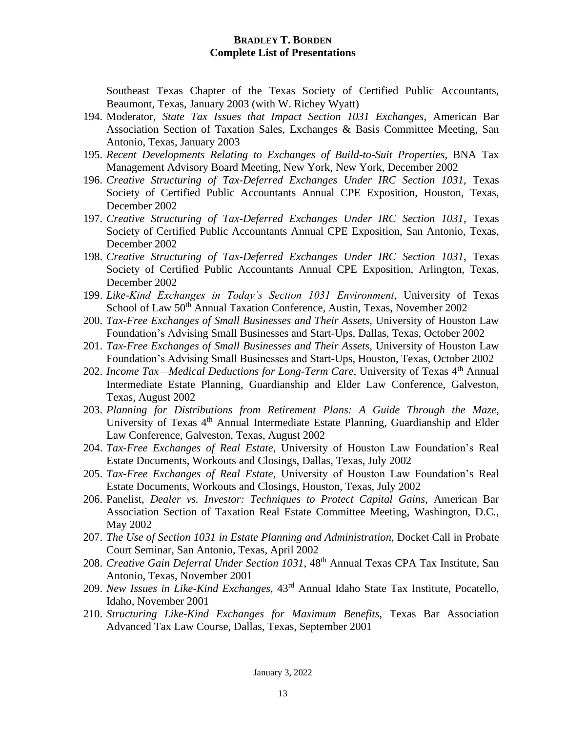Southeast Texas Chapter of the Texas Society of Certified Public Accountants, Beaumont, Texas, January 2003 (with W. Richey Wyatt)

194. Moderator, *State Tax Issues that Impact Section 1031 Exchanges*, American Bar Association Section of Taxation Sales, Exchanges & Basis Committee Meeting, San Antonio, Texas, January 2003
195. *Recent Developments Relating to Exchanges of Build-to-Suit Properties*, BNA Tax Management Advisory Board Meeting, New York, New York, December 2002
196. *Creative Structuring of Tax-Deferred Exchanges Under IRC Section 1031*, Texas Society of Certified Public Accountants Annual CPE Exposition, Houston, Texas, December 2002
197. *Creative Structuring of Tax-Deferred Exchanges Under IRC Section 1031*, Texas Society of Certified Public Accountants Annual CPE Exposition, San Antonio, Texas, December 2002
198. *Creative Structuring of Tax-Deferred Exchanges Under IRC Section 1031*, Texas Society of Certified Public Accountants Annual CPE Exposition, Arlington, Texas, December 2002
199. *Like-Kind Exchanges in Today's Section 1031 Environment*, University of Texas School of Law 50th Annual Taxation Conference, Austin, Texas, November 2002
200. *Tax-Free Exchanges of Small Businesses and Their Assets*, University of Houston Law Foundation's Advising Small Businesses and Start-Ups, Dallas, Texas, October 2002
201. *Tax-Free Exchanges of Small Businesses and Their Assets*, University of Houston Law Foundation's Advising Small Businesses and Start-Ups, Houston, Texas, October 2002
202. *Income Tax—Medical Deductions for Long-Term Care*, University of Texas 4th Annual Intermediate Estate Planning, Guardianship and Elder Law Conference, Galveston, Texas, August 2002
203. *Planning for Distributions from Retirement Plans: A Guide Through the Maze*, University of Texas 4th Annual Intermediate Estate Planning, Guardianship and Elder Law Conference, Galveston, Texas, August 2002
204. *Tax-Free Exchanges of Real Estate*, University of Houston Law Foundation's Real Estate Documents, Workouts and Closings, Dallas, Texas, July 2002
205. *Tax-Free Exchanges of Real Estate*, University of Houston Law Foundation's Real Estate Documents, Workouts and Closings, Houston, Texas, July 2002
206. Panelist, *Dealer vs. Investor: Techniques to Protect Capital Gains*, American Bar Association Section of Taxation Real Estate Committee Meeting, Washington, D.C., May 2002
207. *The Use of Section 1031 in Estate Planning and Administration*, Docket Call in Probate Court Seminar, San Antonio, Texas, April 2002
208. *Creative Gain Deferral Under Section 1031*, 48th Annual Texas CPA Tax Institute, San Antonio, Texas, November 2001
209. *New Issues in Like-Kind Exchanges*, 43rd Annual Idaho State Tax Institute, Pocatello, Idaho, November 2001
210. *Structuring Like-Kind Exchanges for Maximum Benefits*, Texas Bar Association Advanced Tax Law Course, Dallas, Texas, September 2001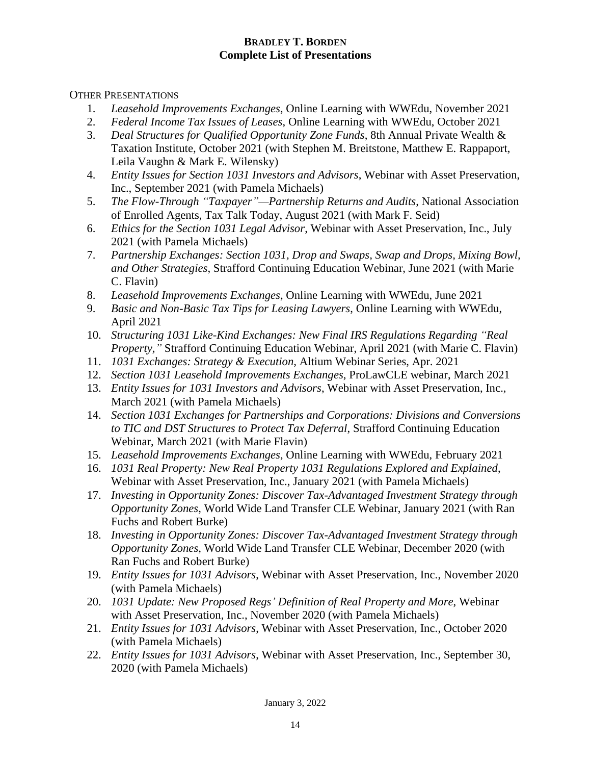**BRADLEY T. BORDEN**
**Complete List of Presentations**

OTHER PRESENTATIONS

1. *Leasehold Improvements Exchanges*, Online Learning with WWEdu, November 2021
2. *Federal Income Tax Issues of Leases*, Online Learning with WWEdu, October 2021
3. *Deal Structures for Qualified Opportunity Zone Funds*, 8th Annual Private Wealth & Taxation Institute, October 2021 (with Stephen M. Breitstone, Matthew E. Rappaport, Leila Vaughn & Mark E. Wilensky)
4. *Entity Issues for Section 1031 Investors and Advisors*, Webinar with Asset Preservation, Inc., September 2021 (with Pamela Michaels)
5. *The Flow-Through "Taxpayer"—Partnership Returns and Audits*, National Association of Enrolled Agents, Tax Talk Today, August 2021 (with Mark F. Seid)
6. *Ethics for the Section 1031 Legal Advisor*, Webinar with Asset Preservation, Inc., July 2021 (with Pamela Michaels)
7. *Partnership Exchanges: Section 1031, Drop and Swaps, Swap and Drops, Mixing Bowl, and Other Strategies*, Strafford Continuing Education Webinar, June 2021 (with Marie C. Flavin)
8. *Leasehold Improvements Exchanges*, Online Learning with WWEdu, June 2021
9. *Basic and Non-Basic Tax Tips for Leasing Lawyers*, Online Learning with WWEdu, April 2021
10. *Structuring 1031 Like-Kind Exchanges: New Final IRS Regulations Regarding "Real Property,"* Strafford Continuing Education Webinar, April 2021 (with Marie C. Flavin)
11. *1031 Exchanges: Strategy & Execution*, Altium Webinar Series, Apr. 2021
12. *Section 1031 Leasehold Improvements Exchanges*, ProLawCLE webinar, March 2021
13. *Entity Issues for 1031 Investors and Advisors*, Webinar with Asset Preservation, Inc., March 2021 (with Pamela Michaels)
14. *Section 1031 Exchanges for Partnerships and Corporations: Divisions and Conversions to TIC and DST Structures to Protect Tax Deferral*, Strafford Continuing Education Webinar, March 2021 (with Marie Flavin)
15. *Leasehold Improvements Exchanges*, Online Learning with WWEdu, February 2021
16. *1031 Real Property: New Real Property 1031 Regulations Explored and Explained*, Webinar with Asset Preservation, Inc., January 2021 (with Pamela Michaels)
17. *Investing in Opportunity Zones: Discover Tax-Advantaged Investment Strategy through Opportunity Zones*, World Wide Land Transfer CLE Webinar, January 2021 (with Ran Fuchs and Robert Burke)
18. *Investing in Opportunity Zones: Discover Tax-Advantaged Investment Strategy through Opportunity Zones*, World Wide Land Transfer CLE Webinar, December 2020 (with Ran Fuchs and Robert Burke)
19. *Entity Issues for 1031 Advisors*, Webinar with Asset Preservation, Inc., November 2020 (with Pamela Michaels)
20. *1031 Update: New Proposed Regs' Definition of Real Property and More*, Webinar with Asset Preservation, Inc., November 2020 (with Pamela Michaels)
21. *Entity Issues for 1031 Advisors*, Webinar with Asset Preservation, Inc., October 2020 (with Pamela Michaels)
22. *Entity Issues for 1031 Advisors*, Webinar with Asset Preservation, Inc., September 30, 2020 (with Pamela Michaels)

January 3, 2022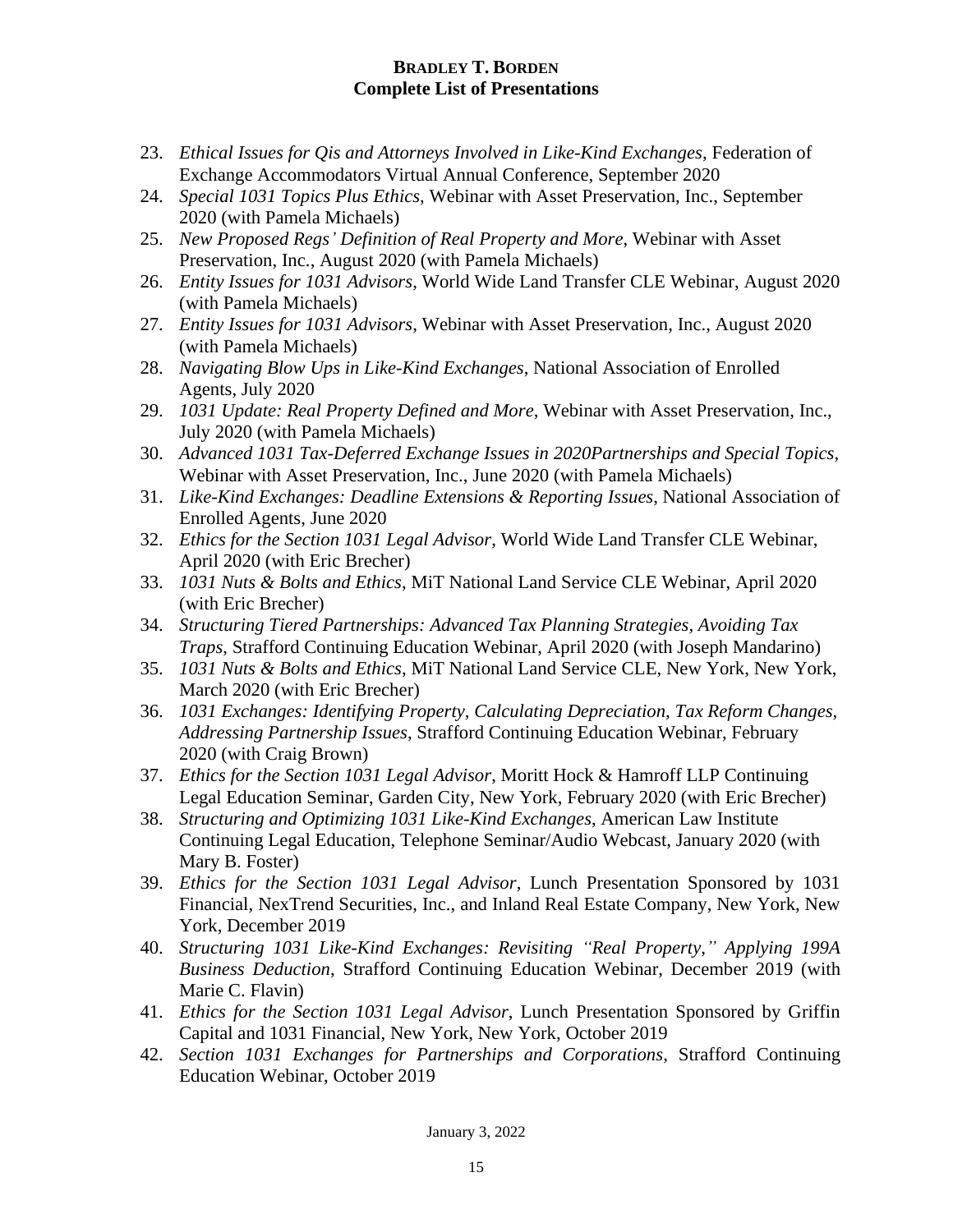23. *Ethical Issues for Qis and Attorneys Involved in Like-Kind Exchanges*, Federation of Exchange Accommodators Virtual Annual Conference, September 2020
24. *Special 1031 Topics Plus Ethics*, Webinar with Asset Preservation, Inc., September 2020 (with Pamela Michaels)
25. *New Proposed Regs' Definition of Real Property and More*, Webinar with Asset Preservation, Inc., August 2020 (with Pamela Michaels)
26. *Entity Issues for 1031 Advisors*, World Wide Land Transfer CLE Webinar, August 2020 (with Pamela Michaels)
27. *Entity Issues for 1031 Advisors*, Webinar with Asset Preservation, Inc., August 2020 (with Pamela Michaels)
28. *Navigating Blow Ups in Like-Kind Exchanges*, National Association of Enrolled Agents, July 2020
29. *1031 Update: Real Property Defined and More*, Webinar with Asset Preservation, Inc., July 2020 (with Pamela Michaels)
30. *Advanced 1031 Tax-Deferred Exchange Issues in 2020Partnerships and Special Topics*, Webinar with Asset Preservation, Inc., June 2020 (with Pamela Michaels)
31. *Like-Kind Exchanges: Deadline Extensions & Reporting Issues*, National Association of Enrolled Agents, June 2020
32. *Ethics for the Section 1031 Legal Advisor*, World Wide Land Transfer CLE Webinar, April 2020 (with Eric Brecher)
33. *1031 Nuts & Bolts and Ethics*, MiT National Land Service CLE Webinar, April 2020 (with Eric Brecher)
34. *Structuring Tiered Partnerships: Advanced Tax Planning Strategies, Avoiding Tax Traps*, Strafford Continuing Education Webinar, April 2020 (with Joseph Mandarino)
35. *1031 Nuts & Bolts and Ethics*, MiT National Land Service CLE, New York, New York, March 2020 (with Eric Brecher)
36. *1031 Exchanges: Identifying Property, Calculating Depreciation, Tax Reform Changes, Addressing Partnership Issues*, Strafford Continuing Education Webinar, February 2020 (with Craig Brown)
37. *Ethics for the Section 1031 Legal Advisor*, Moritt Hock & Hamroff LLP Continuing Legal Education Seminar, Garden City, New York, February 2020 (with Eric Brecher)
38. *Structuring and Optimizing 1031 Like-Kind Exchanges*, American Law Institute Continuing Legal Education, Telephone Seminar/Audio Webcast, January 2020 (with Mary B. Foster)
39. *Ethics for the Section 1031 Legal Advisor*, Lunch Presentation Sponsored by 1031 Financial, NexTrend Securities, Inc., and Inland Real Estate Company, New York, New York, December 2019
40. *Structuring 1031 Like-Kind Exchanges: Revisiting "Real Property," Applying 199A Business Deduction*, Strafford Continuing Education Webinar, December 2019 (with Marie C. Flavin)
41. *Ethics for the Section 1031 Legal Advisor*, Lunch Presentation Sponsored by Griffin Capital and 1031 Financial, New York, New York, October 2019
42. *Section 1031 Exchanges for Partnerships and Corporations*, Strafford Continuing Education Webinar, October 2019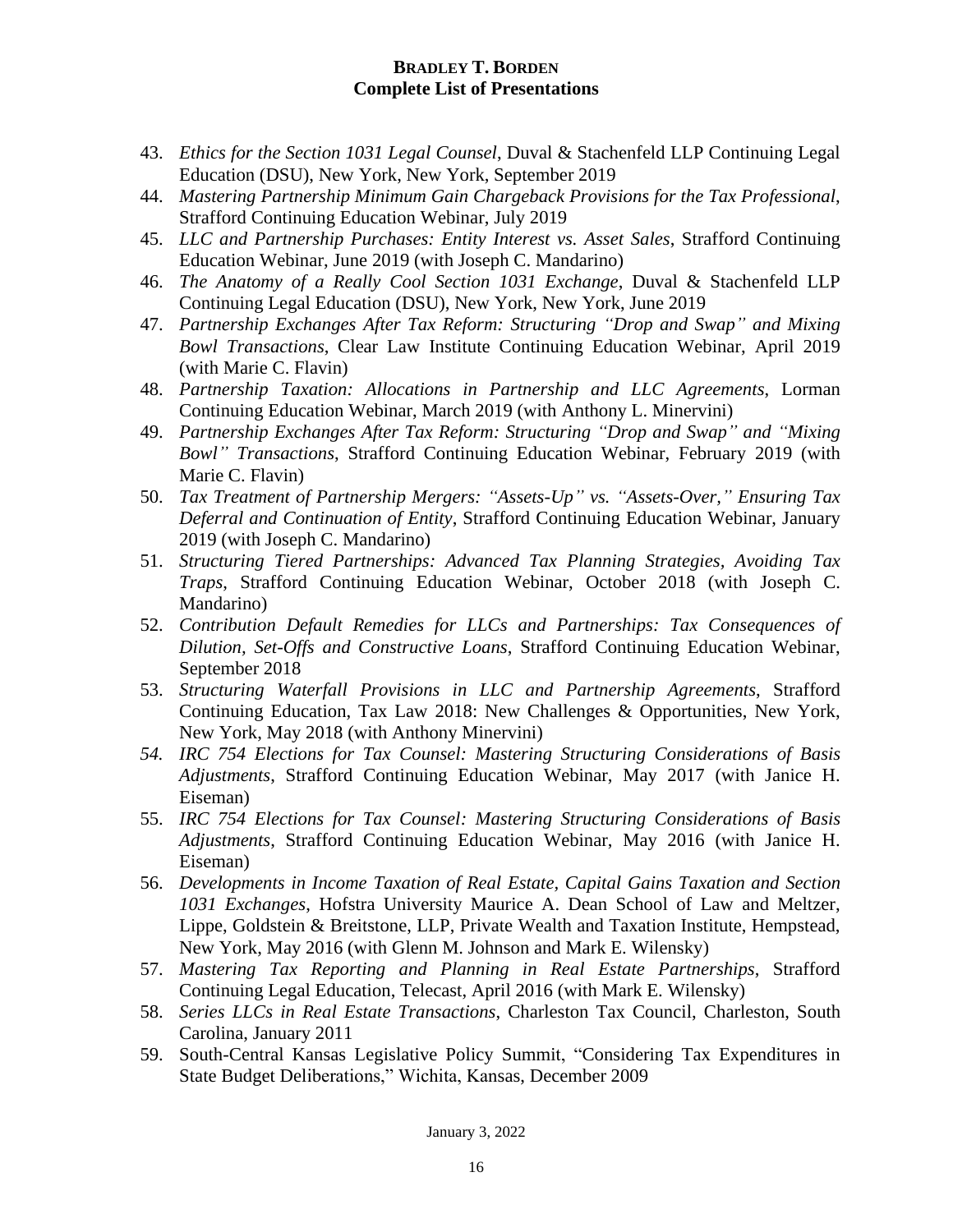43. *Ethics for the Section 1031 Legal Counsel*, Duval & Stachenfeld LLP Continuing Legal Education (DSU), New York, New York, September 2019
44. *Mastering Partnership Minimum Gain Chargeback Provisions for the Tax Professional*, Strafford Continuing Education Webinar, July 2019
45. *LLC and Partnership Purchases: Entity Interest vs. Asset Sales*, Strafford Continuing Education Webinar, June 2019 (with Joseph C. Mandarino)
46. *The Anatomy of a Really Cool Section 1031 Exchange*, Duval & Stachenfeld LLP Continuing Legal Education (DSU), New York, New York, June 2019
47. *Partnership Exchanges After Tax Reform: Structuring "Drop and Swap" and Mixing Bowl Transactions*, Clear Law Institute Continuing Education Webinar, April 2019 (with Marie C. Flavin)
48. *Partnership Taxation: Allocations in Partnership and LLC Agreements*, Lorman Continuing Education Webinar, March 2019 (with Anthony L. Minervini)
49. *Partnership Exchanges After Tax Reform: Structuring "Drop and Swap" and "Mixing Bowl" Transactions*, Strafford Continuing Education Webinar, February 2019 (with Marie C. Flavin)
50. *Tax Treatment of Partnership Mergers: "Assets-Up" vs. "Assets-Over," Ensuring Tax Deferral and Continuation of Entity*, Strafford Continuing Education Webinar, January 2019 (with Joseph C. Mandarino)
51. *Structuring Tiered Partnerships: Advanced Tax Planning Strategies, Avoiding Tax Traps*, Strafford Continuing Education Webinar, October 2018 (with Joseph C. Mandarino)
52. *Contribution Default Remedies for LLCs and Partnerships: Tax Consequences of Dilution, Set-Offs and Constructive Loans*, Strafford Continuing Education Webinar, September 2018
53. *Structuring Waterfall Provisions in LLC and Partnership Agreements*, Strafford Continuing Education, Tax Law 2018: New Challenges & Opportunities, New York, New York, May 2018 (with Anthony Minervini)
54. *IRC 754 Elections for Tax Counsel: Mastering Structuring Considerations of Basis Adjustments*, Strafford Continuing Education Webinar, May 2017 (with Janice H. Eiseman)
55. *IRC 754 Elections for Tax Counsel: Mastering Structuring Considerations of Basis Adjustments*, Strafford Continuing Education Webinar, May 2016 (with Janice H. Eiseman)
56. *Developments in Income Taxation of Real Estate, Capital Gains Taxation and Section 1031 Exchanges*, Hofstra University Maurice A. Dean School of Law and Meltzer, Lippe, Goldstein & Breitstone, LLP, Private Wealth and Taxation Institute, Hempstead, New York, May 2016 (with Glenn M. Johnson and Mark E. Wilensky)
57. *Mastering Tax Reporting and Planning in Real Estate Partnerships*, Strafford Continuing Legal Education, Telecast, April 2016 (with Mark E. Wilensky)
58. *Series LLCs in Real Estate Transactions*, Charleston Tax Council, Charleston, South Carolina, January 2011
59. South-Central Kansas Legislative Policy Summit, "Considering Tax Expenditures in State Budget Deliberations," Wichita, Kansas, December 2009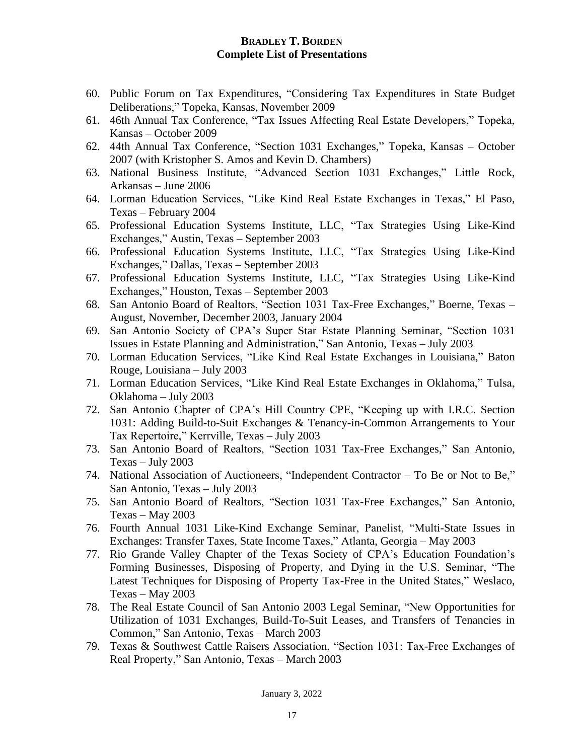60. Public Forum on Tax Expenditures, "Considering Tax Expenditures in State Budget Deliberations," Topeka, Kansas, November 2009
61. 46th Annual Tax Conference, "Tax Issues Affecting Real Estate Developers," Topeka, Kansas – October 2009
62. 44th Annual Tax Conference, "Section 1031 Exchanges," Topeka, Kansas – October 2007 (with Kristopher S. Amos and Kevin D. Chambers)
63. National Business Institute, "Advanced Section 1031 Exchanges," Little Rock, Arkansas – June 2006
64. Lorman Education Services, "Like Kind Real Estate Exchanges in Texas," El Paso, Texas – February 2004
65. Professional Education Systems Institute, LLC, "Tax Strategies Using Like-Kind Exchanges," Austin, Texas – September 2003
66. Professional Education Systems Institute, LLC, "Tax Strategies Using Like-Kind Exchanges," Dallas, Texas – September 2003
67. Professional Education Systems Institute, LLC, "Tax Strategies Using Like-Kind Exchanges," Houston, Texas – September 2003
68. San Antonio Board of Realtors, "Section 1031 Tax-Free Exchanges," Boerne, Texas – August, November, December 2003, January 2004
69. San Antonio Society of CPA's Super Star Estate Planning Seminar, "Section 1031 Issues in Estate Planning and Administration," San Antonio, Texas – July 2003
70. Lorman Education Services, "Like Kind Real Estate Exchanges in Louisiana," Baton Rouge, Louisiana – July 2003
71. Lorman Education Services, "Like Kind Real Estate Exchanges in Oklahoma," Tulsa, Oklahoma – July 2003
72. San Antonio Chapter of CPA's Hill Country CPE, "Keeping up with I.R.C. Section 1031: Adding Build-to-Suit Exchanges & Tenancy-in-Common Arrangements to Your Tax Repertoire," Kerrville, Texas – July 2003
73. San Antonio Board of Realtors, "Section 1031 Tax-Free Exchanges," San Antonio, Texas – July 2003
74. National Association of Auctioneers, "Independent Contractor – To Be or Not to Be," San Antonio, Texas – July 2003
75. San Antonio Board of Realtors, "Section 1031 Tax-Free Exchanges," San Antonio, Texas – May 2003
76. Fourth Annual 1031 Like-Kind Exchange Seminar, Panelist, "Multi-State Issues in Exchanges: Transfer Taxes, State Income Taxes," Atlanta, Georgia – May 2003
77. Rio Grande Valley Chapter of the Texas Society of CPA's Education Foundation's Forming Businesses, Disposing of Property, and Dying in the U.S. Seminar, "The Latest Techniques for Disposing of Property Tax-Free in the United States," Weslaco, Texas – May 2003
78. The Real Estate Council of San Antonio 2003 Legal Seminar, "New Opportunities for Utilization of 1031 Exchanges, Build-To-Suit Leases, and Transfers of Tenancies in Common," San Antonio, Texas – March 2003
79. Texas & Southwest Cattle Raisers Association, "Section 1031: Tax-Free Exchanges of Real Property," San Antonio, Texas – March 2003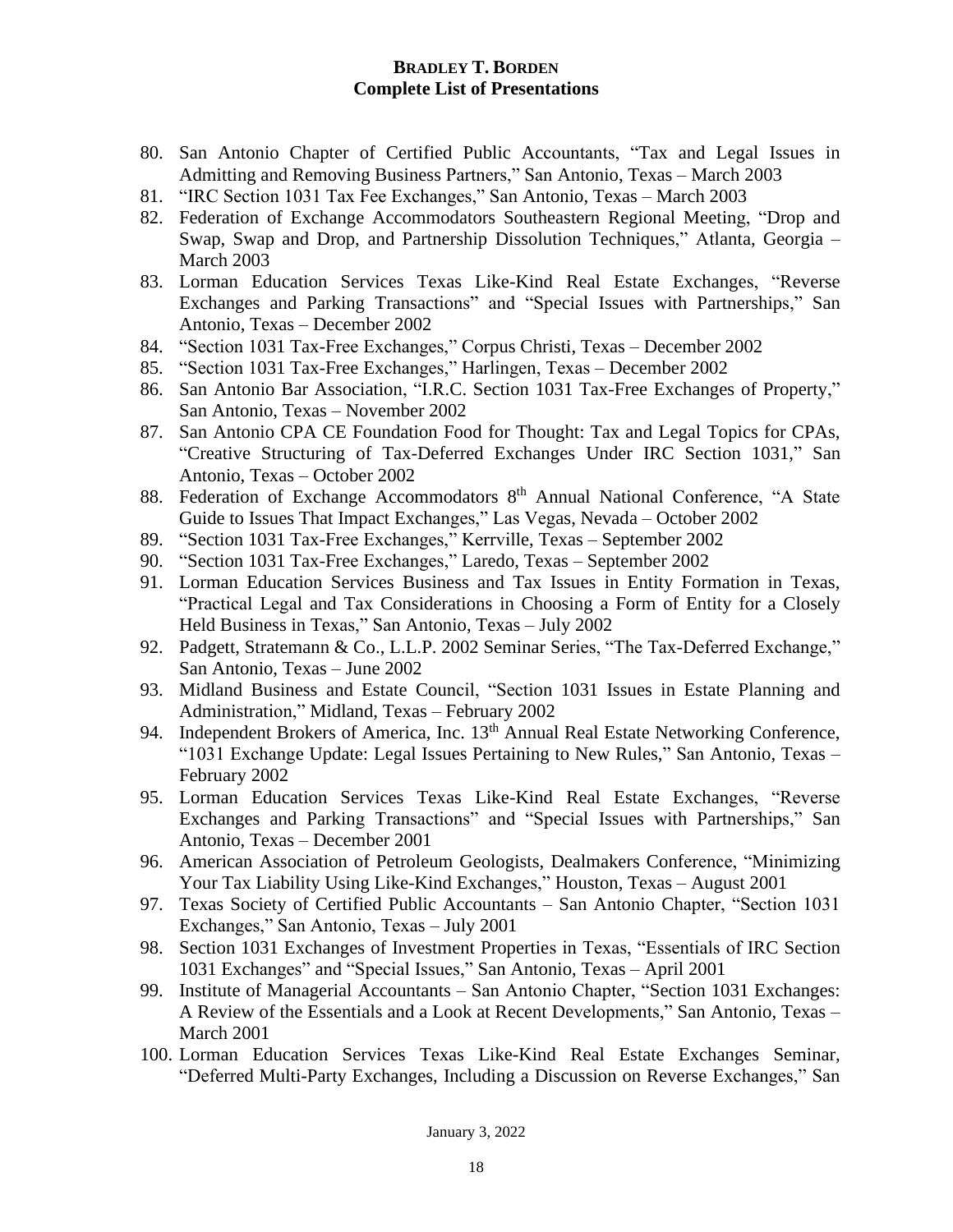80. San Antonio Chapter of Certified Public Accountants, "Tax and Legal Issues in Admitting and Removing Business Partners," San Antonio, Texas – March 2003
81. "IRC Section 1031 Tax Fee Exchanges," San Antonio, Texas – March 2003
82. Federation of Exchange Accommodators Southeastern Regional Meeting, "Drop and Swap, Swap and Drop, and Partnership Dissolution Techniques," Atlanta, Georgia – March 2003
83. Lorman Education Services Texas Like-Kind Real Estate Exchanges, "Reverse Exchanges and Parking Transactions" and "Special Issues with Partnerships," San Antonio, Texas – December 2002
84. "Section 1031 Tax-Free Exchanges," Corpus Christi, Texas – December 2002
85. "Section 1031 Tax-Free Exchanges," Harlingen, Texas – December 2002
86. San Antonio Bar Association, "I.R.C. Section 1031 Tax-Free Exchanges of Property," San Antonio, Texas – November 2002
87. San Antonio CPA CE Foundation Food for Thought: Tax and Legal Topics for CPAs, "Creative Structuring of Tax-Deferred Exchanges Under IRC Section 1031," San Antonio, Texas – October 2002
88. Federation of Exchange Accommodators 8th Annual National Conference, "A State Guide to Issues That Impact Exchanges," Las Vegas, Nevada – October 2002
89. "Section 1031 Tax-Free Exchanges," Kerrville, Texas – September 2002
90. "Section 1031 Tax-Free Exchanges," Laredo, Texas – September 2002
91. Lorman Education Services Business and Tax Issues in Entity Formation in Texas, "Practical Legal and Tax Considerations in Choosing a Form of Entity for a Closely Held Business in Texas," San Antonio, Texas – July 2002
92. Padgett, Stratemann & Co., L.L.P. 2002 Seminar Series, "The Tax-Deferred Exchange," San Antonio, Texas – June 2002
93. Midland Business and Estate Council, "Section 1031 Issues in Estate Planning and Administration," Midland, Texas – February 2002
94. Independent Brokers of America, Inc. 13th Annual Real Estate Networking Conference, "1031 Exchange Update: Legal Issues Pertaining to New Rules," San Antonio, Texas – February 2002
95. Lorman Education Services Texas Like-Kind Real Estate Exchanges, "Reverse Exchanges and Parking Transactions" and "Special Issues with Partnerships," San Antonio, Texas – December 2001
96. American Association of Petroleum Geologists, Dealmakers Conference, "Minimizing Your Tax Liability Using Like-Kind Exchanges," Houston, Texas – August 2001
97. Texas Society of Certified Public Accountants – San Antonio Chapter, "Section 1031 Exchanges," San Antonio, Texas – July 2001
98. Section 1031 Exchanges of Investment Properties in Texas, "Essentials of IRC Section 1031 Exchanges" and "Special Issues," San Antonio, Texas – April 2001
99. Institute of Managerial Accountants – San Antonio Chapter, "Section 1031 Exchanges: A Review of the Essentials and a Look at Recent Developments," San Antonio, Texas – March 2001
100. Lorman Education Services Texas Like-Kind Real Estate Exchanges Seminar, "Deferred Multi-Party Exchanges, Including a Discussion on Reverse Exchanges," San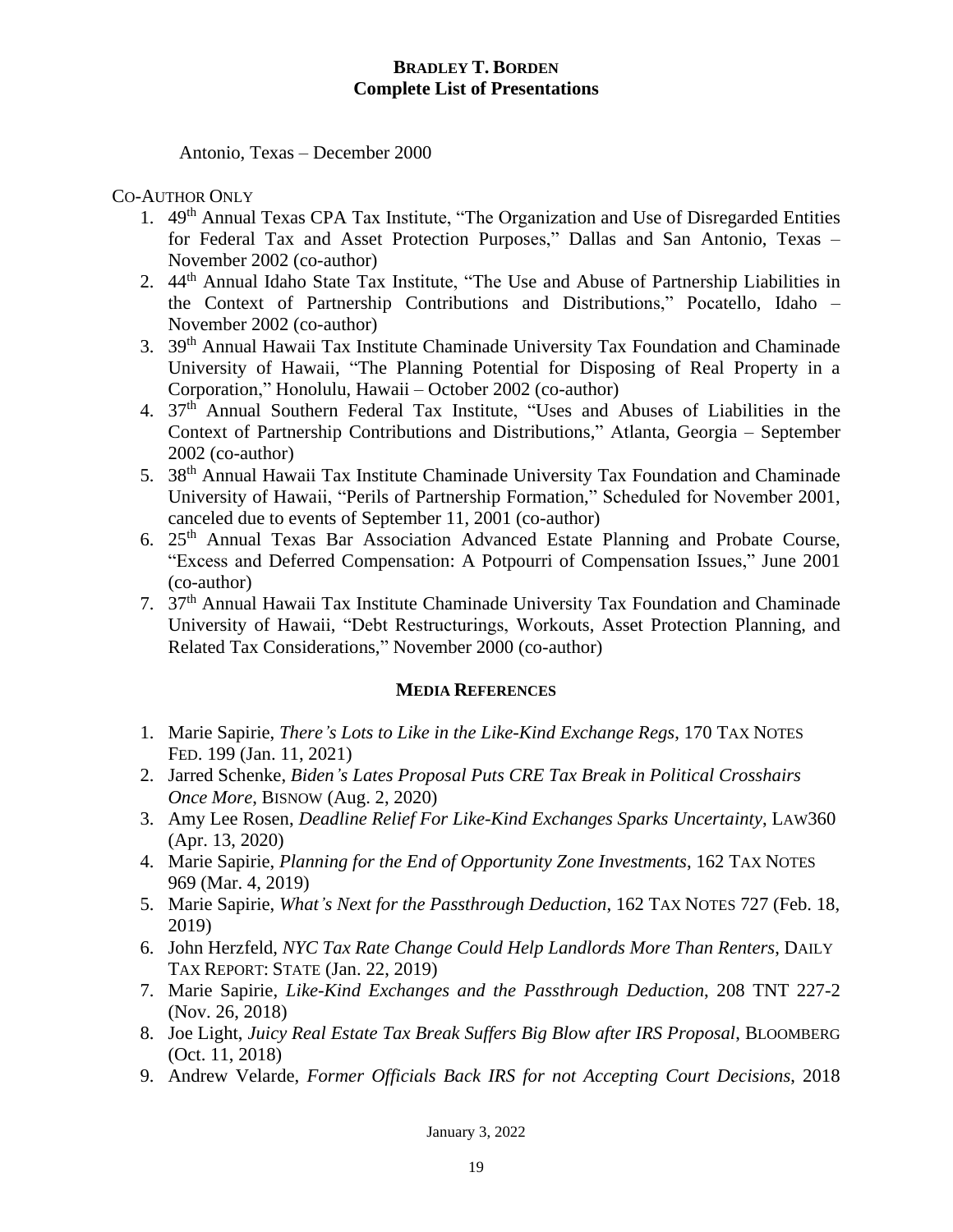Antonio, Texas – December 2000

CO-AUTHOR ONLY

1. 49th Annual Texas CPA Tax Institute, "The Organization and Use of Disregarded Entities for Federal Tax and Asset Protection Purposes," Dallas and San Antonio, Texas – November 2002 (co-author)
2. 44th Annual Idaho State Tax Institute, "The Use and Abuse of Partnership Liabilities in the Context of Partnership Contributions and Distributions," Pocatello, Idaho – November 2002 (co-author)
3. 39th Annual Hawaii Tax Institute Chaminade University Tax Foundation and Chaminade University of Hawaii, "The Planning Potential for Disposing of Real Property in a Corporation," Honolulu, Hawaii – October 2002 (co-author)
4. 37th Annual Southern Federal Tax Institute, "Uses and Abuses of Liabilities in the Context of Partnership Contributions and Distributions," Atlanta, Georgia – September 2002 (co-author)
5. 38th Annual Hawaii Tax Institute Chaminade University Tax Foundation and Chaminade University of Hawaii, "Perils of Partnership Formation," Scheduled for November 2001, canceled due to events of September 11, 2001 (co-author)
6. 25th Annual Texas Bar Association Advanced Estate Planning and Probate Course, "Excess and Deferred Compensation: A Potpourri of Compensation Issues," June 2001 (co-author)
7. 37th Annual Hawaii Tax Institute Chaminade University Tax Foundation and Chaminade University of Hawaii, "Debt Restructurings, Workouts, Asset Protection Planning, and Related Tax Considerations," November 2000 (co-author)

## MEDIA REFERENCES

1. Marie Sapirie, *There's Lots to Like in the Like-Kind Exchange Regs*, 170 TAX NOTES FED. 199 (Jan. 11, 2021)
2. Jarred Schenke, *Biden's Lates Proposal Puts CRE Tax Break in Political Crosshairs Once More*, BISNOW (Aug. 2, 2020)
3. Amy Lee Rosen, *Deadline Relief For Like-Kind Exchanges Sparks Uncertainty*, LAW360 (Apr. 13, 2020)
4. Marie Sapirie, *Planning for the End of Opportunity Zone Investments*, 162 TAX NOTES 969 (Mar. 4, 2019)
5. Marie Sapirie, *What's Next for the Passthrough Deduction*, 162 TAX NOTES 727 (Feb. 18, 2019)
6. John Herzfeld, *NYC Tax Rate Change Could Help Landlords More Than Renters*, DAILY TAX REPORT: STATE (Jan. 22, 2019)
7. Marie Sapirie, *Like-Kind Exchanges and the Passthrough Deduction*, 208 TNT 227-2 (Nov. 26, 2018)
8. Joe Light, *Juicy Real Estate Tax Break Suffers Big Blow after IRS Proposal*, BLOOMBERG (Oct. 11, 2018)
9. Andrew Velarde, *Former Officials Back IRS for not Accepting Court Decisions*, 2018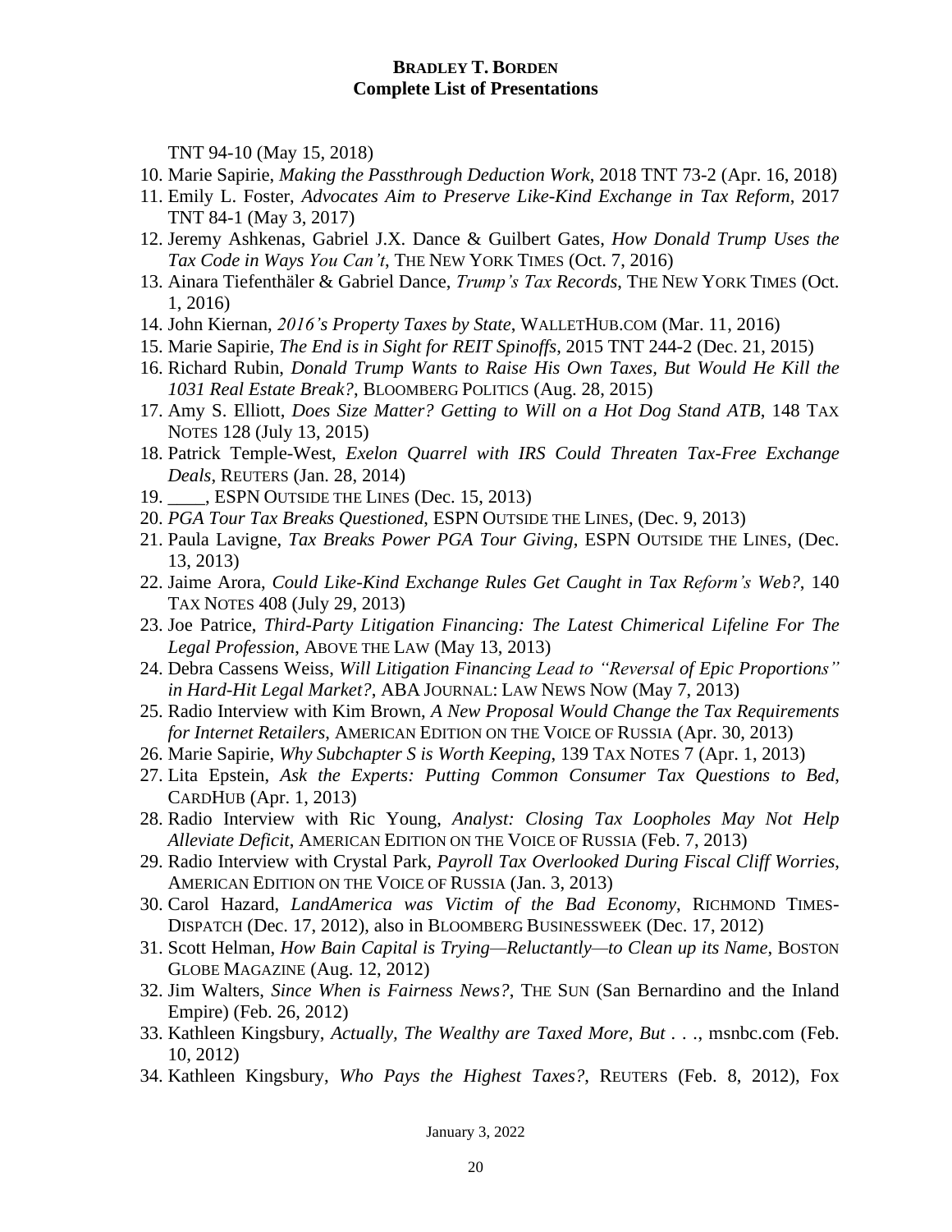TNT 94-10 (May 15, 2018)

10. Marie Sapirie, *Making the Passthrough Deduction Work*, 2018 TNT 73-2 (Apr. 16, 2018)
11. Emily L. Foster, *Advocates Aim to Preserve Like-Kind Exchange in Tax Reform*, 2017 TNT 84-1 (May 3, 2017)
12. Jeremy Ashkenas, Gabriel J.X. Dance & Guilbert Gates, *How Donald Trump Uses the Tax Code in Ways You Can't*, THE NEW YORK TIMES (Oct. 7, 2016)
13. Ainara Tiefenthäler & Gabriel Dance, *Trump's Tax Records*, THE NEW YORK TIMES (Oct. 1, 2016)
14. John Kiernan, *2016's Property Taxes by State*, WALLETHUB.COM (Mar. 11, 2016)
15. Marie Sapirie, *The End is in Sight for REIT Spinoffs*, 2015 TNT 244-2 (Dec. 21, 2015)
16. Richard Rubin, *Donald Trump Wants to Raise His Own Taxes, But Would He Kill the 1031 Real Estate Break?*, BLOOMBERG POLITICS (Aug. 28, 2015)
17. Amy S. Elliott, *Does Size Matter? Getting to Will on a Hot Dog Stand ATB*, 148 TAX NOTES 128 (July 13, 2015)
18. Patrick Temple-West, *Exelon Quarrel with IRS Could Threaten Tax-Free Exchange Deals*, REUTERS (Jan. 28, 2014)
19. ____, ESPN OUTSIDE THE LINES (Dec. 15, 2013)
20. *PGA Tour Tax Breaks Questioned*, ESPN OUTSIDE THE LINES, (Dec. 9, 2013)
21. Paula Lavigne, *Tax Breaks Power PGA Tour Giving*, ESPN OUTSIDE THE LINES, (Dec. 13, 2013)
22. Jaime Arora, *Could Like-Kind Exchange Rules Get Caught in Tax Reform's Web?*, 140 TAX NOTES 408 (July 29, 2013)
23. Joe Patrice, *Third-Party Litigation Financing: The Latest Chimerical Lifeline For The Legal Profession*, ABOVE THE LAW (May 13, 2013)
24. Debra Cassens Weiss, *Will Litigation Financing Lead to "Reversal of Epic Proportions" in Hard-Hit Legal Market?*, ABA JOURNAL: LAW NEWS NOW (May 7, 2013)
25. Radio Interview with Kim Brown, *A New Proposal Would Change the Tax Requirements for Internet Retailers*, AMERICAN EDITION ON THE VOICE OF RUSSIA (Apr. 30, 2013)
26. Marie Sapirie, *Why Subchapter S is Worth Keeping*, 139 TAX NOTES 7 (Apr. 1, 2013)
27. Lita Epstein, *Ask the Experts: Putting Common Consumer Tax Questions to Bed*, CARDHUB (Apr. 1, 2013)
28. Radio Interview with Ric Young, *Analyst: Closing Tax Loopholes May Not Help Alleviate Deficit*, AMERICAN EDITION ON THE VOICE OF RUSSIA (Feb. 7, 2013)
29. Radio Interview with Crystal Park, *Payroll Tax Overlooked During Fiscal Cliff Worries*, AMERICAN EDITION ON THE VOICE OF RUSSIA (Jan. 3, 2013)
30. Carol Hazard, *LandAmerica was Victim of the Bad Economy*, RICHMOND TIMES-DISPATCH (Dec. 17, 2012), also in BLOOMBERG BUSINESSWEEK (Dec. 17, 2012)
31. Scott Helman, *How Bain Capital is Trying—Reluctantly—to Clean up its Name*, BOSTON GLOBE MAGAZINE (Aug. 12, 2012)
32. Jim Walters, *Since When is Fairness News?*, THE SUN (San Bernardino and the Inland Empire) (Feb. 26, 2012)
33. Kathleen Kingsbury, *Actually, The Wealthy are Taxed More, But . . .*, msnbc.com (Feb. 10, 2012)
34. Kathleen Kingsbury, *Who Pays the Highest Taxes?*, REUTERS (Feb. 8, 2012), Fox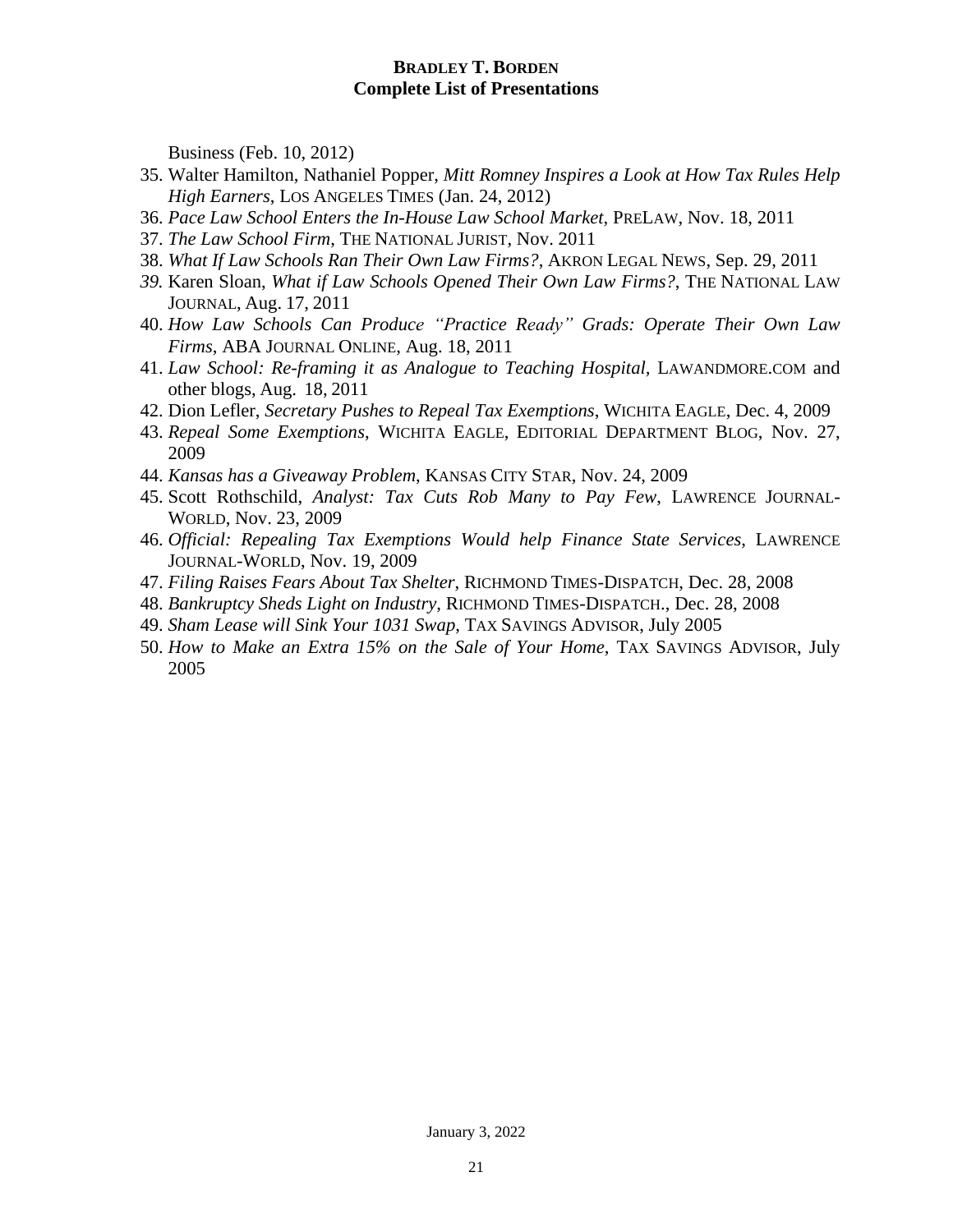Business (Feb. 10, 2012)

35. Walter Hamilton, Nathaniel Popper, *Mitt Romney Inspires a Look at How Tax Rules Help High Earners*, LOS ANGELES TIMES (Jan. 24, 2012)
36. *Pace Law School Enters the In-House Law School Market*, PRELAW, Nov. 18, 2011
37. *The Law School Firm*, THE NATIONAL JURIST, Nov. 2011
38. *What If Law Schools Ran Their Own Law Firms?*, AKRON LEGAL NEWS, Sep. 29, 2011
39. Karen Sloan, *What if Law Schools Opened Their Own Law Firms?*, THE NATIONAL LAW JOURNAL, Aug. 17, 2011
40. *How Law Schools Can Produce "Practice Ready" Grads: Operate Their Own Law Firms*, ABA JOURNAL ONLINE, Aug. 18, 2011
41. *Law School: Re-framing it as Analogue to Teaching Hospital*, LAWANDMORE.COM and other blogs, Aug. 18, 2011
42. Dion Lefler, *Secretary Pushes to Repeal Tax Exemptions*, WICHITA EAGLE, Dec. 4, 2009
43. *Repeal Some Exemptions*, WICHITA EAGLE, EDITORIAL DEPARTMENT BLOG, Nov. 27, 2009
44. *Kansas has a Giveaway Problem*, KANSAS CITY STAR, Nov. 24, 2009
45. Scott Rothschild, *Analyst: Tax Cuts Rob Many to Pay Few*, LAWRENCE JOURNAL-WORLD, Nov. 23, 2009
46. *Official: Repealing Tax Exemptions Would help Finance State Services*, LAWRENCE JOURNAL-WORLD, Nov. 19, 2009
47. *Filing Raises Fears About Tax Shelter*, RICHMOND TIMES-DISPATCH, Dec. 28, 2008
48. *Bankruptcy Sheds Light on Industry*, RICHMOND TIMES-DISPATCH., Dec. 28, 2008
49. *Sham Lease will Sink Your 1031 Swap*, TAX SAVINGS ADVISOR, July 2005
50. *How to Make an Extra 15% on the Sale of Your Home*, TAX SAVINGS ADVISOR, July 2005